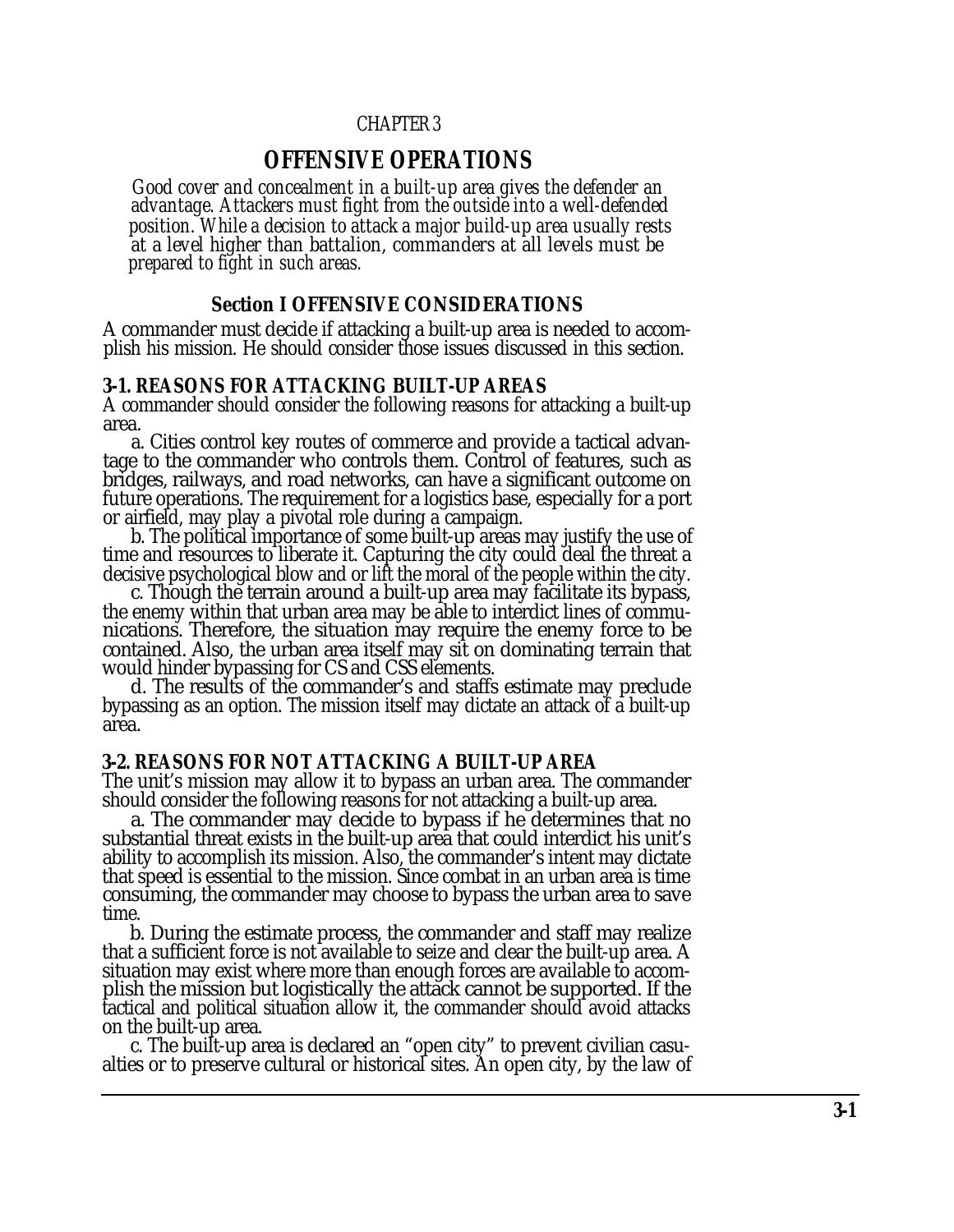CHAPTER 3

# OFFENSIVE OPERATIONS

*Good cover and concealment in a built-up area gives the defender an advantage. Attackers must fight from the outside into a well-defended position. While a decision to attack a major build-up area usually rests at a level higher than battalion, commanders at all levels must be prepared to fight in such areas.*

## Section I OFFENSIVE CONSIDERATIONS

A commander must decide if attacking a built-up area is needed to accomplish his mission. He should consider those issues discussed in this section.

### 3-1. REASONS FOR ATTACKING BUILT-UP AREAS

A commander should consider the following reasons for attacking a built-up area.

a. Cities control key routes of commerce and provide a tactical advantage to the commander who controls them. Control of features, such as bridges, railways, and road networks, can have a significant outcome on future operations. The requirement for a logistics base, especially for a port or airfield, may play a pivotal role during a campaign.

b. The political importance of some built-up areas may justify the use of time and resources to liberate it. Capturing the city could deal the threat a decisive psychological blow and or lift the moral of the people within the city.

c. Though the terrain around a built-up area may facilitate its bypass, the enemy within that urban area may be able to interdict lines of communications. Therefore, the situation may require the enemy force to be contained. Also, the urban area itself may sit on dominating terrain that would hinder bypassing for CS and CSS elements.

d. The results of the commander's and staffs estimate may preclude bypassing as an option. The mission itself may dictate an attack of a built-up area.

### 3-2. REASONS FOR NOT ATTACKING A BUILT-UP AREA

The unit's mission may allow it to bypass an urban area. The commander should consider the following reasons for not attacking a built-up area.

a. The commander may decide to bypass if he determines that no substantial threat exists in the built-up area that could interdict his unit's ability to accomplish its mission. Also, the commander's intent may dictate that speed is essential to the mission. Since combat in an urban area is time consuming, the commander may choose to bypass the urban area to save time.

b. During the estimate process, the commander and staff may realize that a sufficient force is not available to seize and clear the built-up area. A situation may exist where more than enough forces are available to accomplish the mission but logistically the attack cannot be supported. If the tactical and political situation allow it, the commander should avoid attacks on the built-up area.

c. The built-up area is declared an "open city" to prevent civilian casualties or to preserve cultural or historical sites. An open city, by the law of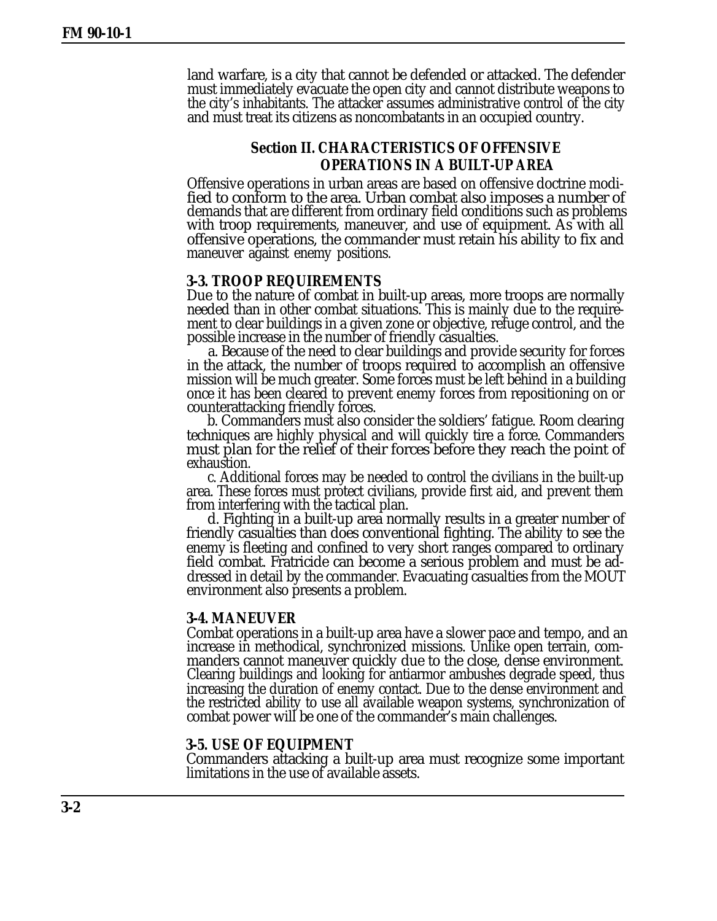land warfare, is a city that cannot be defended or attacked. The defender must immediately evacuate the open city and cannot distribute weapons to the city's inhabitants. The attacker assumes administrative control of the city and must treat its citizens as noncombatants in an occupied country.

## Section II. CHARACTERISTICS OF OFFENSIVE OPERATIONS IN A BUILT-UP AREA

Offensive operations in urban areas are based on offensive doctrine modified to conform to the area. Urban combat also imposes a number of demands that are different from ordinary field conditions such as problems with troop requirements, maneuver, and use of equipment. As with all offensive operations, the commander must retain his ability to fix and maneuver against enemy positions.

### 3-3. TROOP REQUIREMENTS

Due to the nature of combat in built-up areas, more troops are normally needed than in other combat situations. This is mainly due to the requirement to clear buildings in a given zone or objective, refuge control, and the possible increase in the number of friendly casualties.

a. Because of the need to clear buildings and provide security for forces in the attack, the number of troops required to accomplish an offensive mission will be much greater. Some forces must be left behind in a building once it has been cleared to prevent enemy forces from repositioning on or counterattacking friendly forces.

b. Commanders must also consider the soldiers' fatigue. Room clearing techniques are highly physical and will quickly tire a force. Commanders must plan for the relief of their forces before they reach the point of exhaustion.

c. Additional forces may be needed to control the civilians in the built-up area. These forces must protect civilians, provide first aid, and prevent them from interfering with the tactical plan.

d. Fighting in a built-up area normally results in a greater number of friendly casualties than does conventional fighting. The ability to see the enemy is fleeting and confined to very short ranges compared to ordinary field combat. Fratricide can become a serious problem and must be addressed in detail by the commander. Evacuating casualties from the MOUT environment also presents a problem.

### 3-4. MANEUVER

Combat operations in a built-up area have a slower pace and tempo, and an increase in methodical, synchronized missions. Unlike open terrain, commanders cannot maneuver quickly due to the close, dense environment. Clearing buildings and looking for antiarmor ambushes degrade speed, thus increasing the duration of enemy contact. Due to the dense environment and the restricted ability to use all available weapon systems, synchronization of combat power will be one of the commander's main challenges.

### 3-5. USE OF EQUIPMENT

Commanders attacking a built-up area must recognize some important limitations in the use of available assets.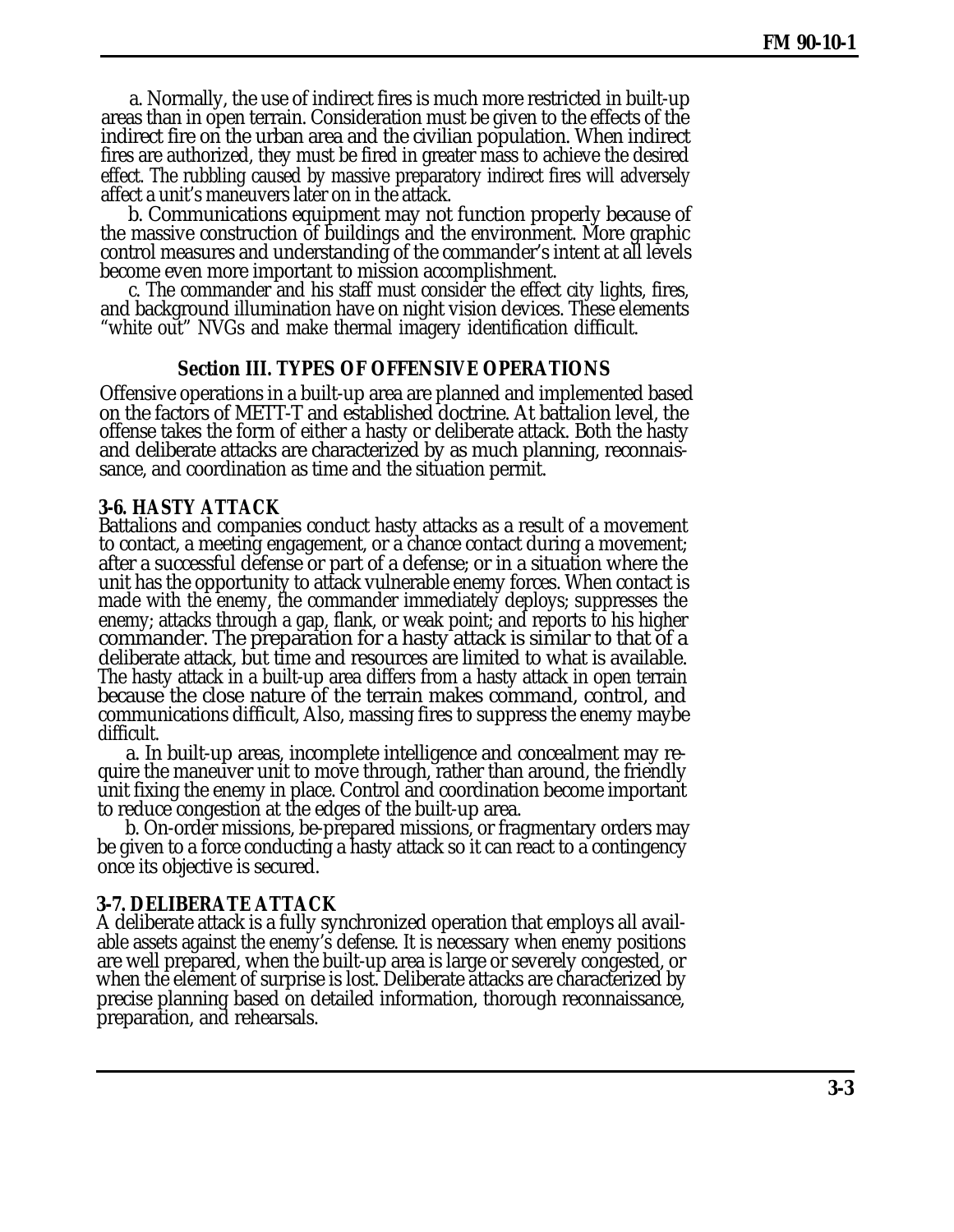a. Normally, the use of indirect fires is much more restricted in built-up areas than in open terrain. Consideration must be given to the effects of the indirect fire on the urban area and the civilian population. When indirect fires are authorized, they must be fired in greater mass to achieve the desired effect. The rubbling caused by massive preparatory indirect fires will adversely affect a unit's maneuvers later on in the attack.

b. Communications equipment may not function properly because of the massive construction of buildings and the environment. More graphic control measures and understanding of the commander's intent at all levels become even more important to mission accomplishment.

c. The commander and his staff must consider the effect city lights, fires, and background illumination have on night vision devices. These elements "white out" NVGs and make thermal imagery identification difficult.

## Section III. TYPES OF OFFENSIVE OPERATIONS

Offensive operations in a built-up area are planned and implemented based on the factors of METT-T and established doctrine. At battalion level, the offense takes the form of either a hasty or deliberate attack. Both the hasty and deliberate attacks are characterized by as much planning, reconnaissance, and coordination as time and the situation permit.

### 3-6. HASTY ATTACK

Battalions and companies conduct hasty attacks as a result of a movement to contact, a meeting engagement, or a chance contact during a movement; after a successful defense or part of a defense; or in a situation where the unit has the opportunity to attack vulnerable enemy forces. When contact is made with the enemy, the commander immediately deploys; suppresses the enemy; attacks through a gap, flank, or weak point; and reports to his higher commander. The preparation for a hasty attack is similar to that of a deliberate attack, but time and resources are limited to what is available. The hasty attack in a built-up area differs from a hasty attack in open terrain because the close nature of the terrain makes command, control, and communications difficult, Also, massing fires to suppress the enemy maybe difficult.

a. In built-up areas, incomplete intelligence and concealment may require the maneuver unit to move through, rather than around, the friendly unit fixing the enemy in place. Control and coordination become important to reduce congestion at the edges of the built-up area.

b. On-order missions, be-prepared missions, or fragmentary orders may be given to a force conducting a hasty attack so it can react to a contingency once its objective is secured.

### 3-7. DELIBERATE ATTACK

A deliberate attack is a fully synchronized operation that employs all available assets against the enemy's defense. It is necessary when enemy positions are well prepared, when the built-up area is large or severely congested, or when the element of surprise is lost. Deliberate attacks are characterized by precise planning based on detailed information, thorough reconnaissance, preparation, and rehearsals.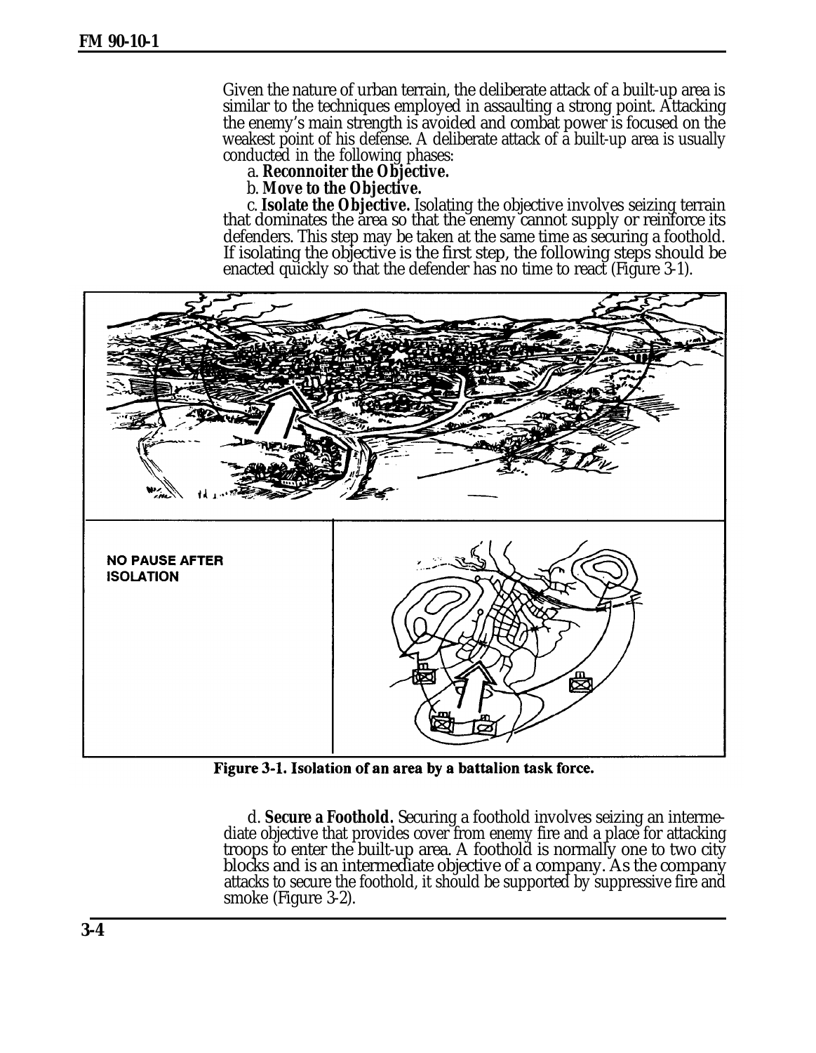Given the nature of urban terrain, the deliberate attack of a built-up area is similar to the techniques employed in assaulting a strong point. Attacking the enemy's main strength is avoided and combat power is focused on the weakest point of his defense. A deliberate attack of a built-up area is usually conducted in the following phases:

a. **Reconnoiter the Objective.**

b. **Move to the Objective.**

c. **Isolate the Objective.** Isolating the objective involves seizing terrain that dominates the area so that the enemy cannot supply or reinforce its defenders. This step may be taken at the same time as securing a foothold. If isolating the objective is the first step, the following steps should be enacted quickly so that the defender has no time to react (Figure 3-1).

NO PAUSE AFTER ISOLATION

**Figure 3-1. Isolation of an area by a battalion task force.**

d. **Secure a Foothold.** Securing a foothold involves seizing an intermediate objective that provides cover from enemy fire and a place for attacking troops to enter the built-up area. A foothold is normally one to two city blocks and is an intermediate objective of a company. As the company attacks to secure the foothold, it should be supported by suppressive fire and smoke (Figure 3-2).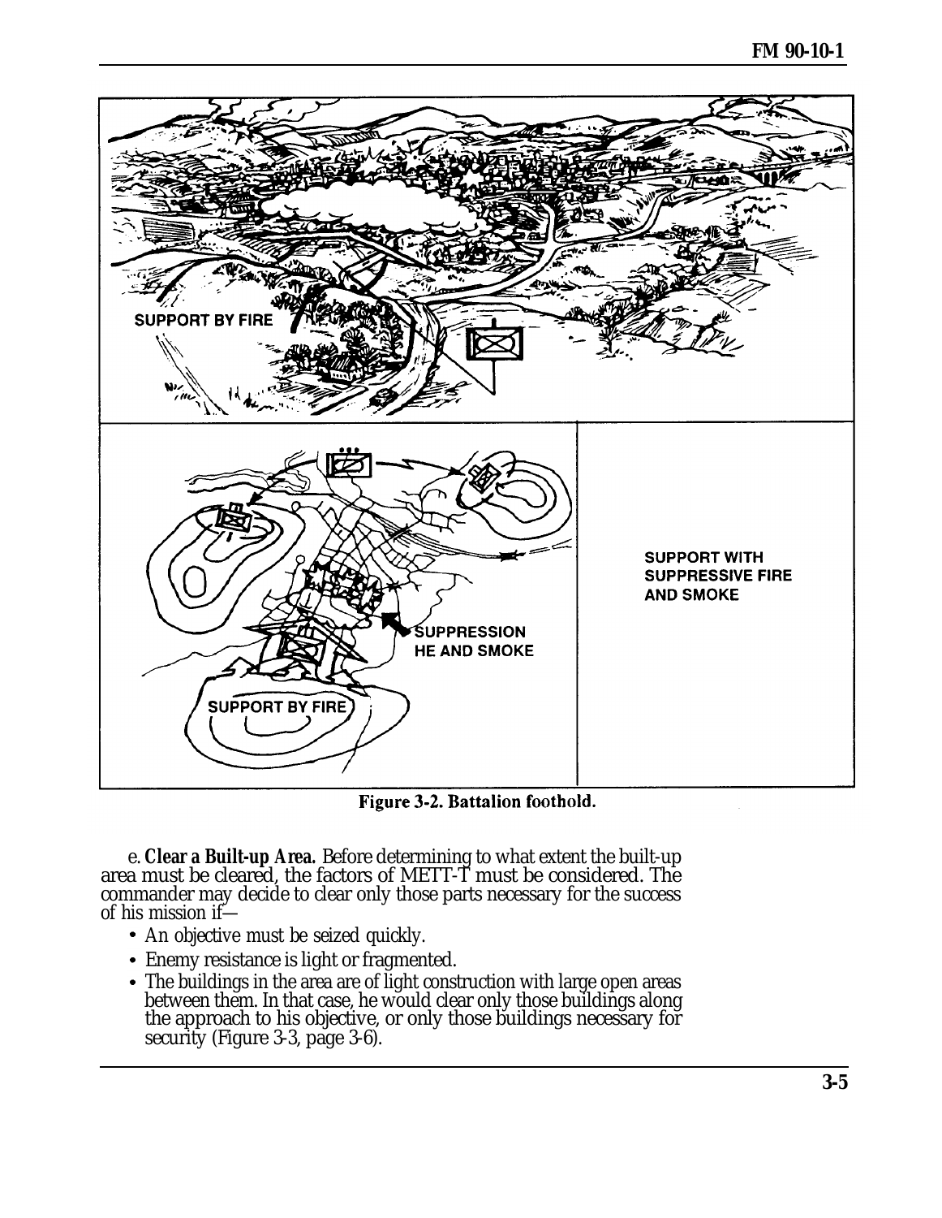SUPPORT BY FIRE

SUPPORT WITH SUPPRESSIVE FIRE AND SMOKE

SUPPRESSION HE AND SMOKE

SUPPORT BY FIRE

Figure 3-2. Battalion foothold.

e. **Clear a Built-up Area.** Before determining to what extent the built-up area must be cleared, the factors of METT-T must be considered. The commander may decide to clear only those parts necessary for the success of his mission if—

- An objective must be seized quickly.
- Enemy resistance is light or fragmented.
- The buildings in the area are of light construction with large open areas between them. In that case, he would clear only those buildings along the approach to his objective, or only those buildings necessary for security (Figure 3-3, page 3-6).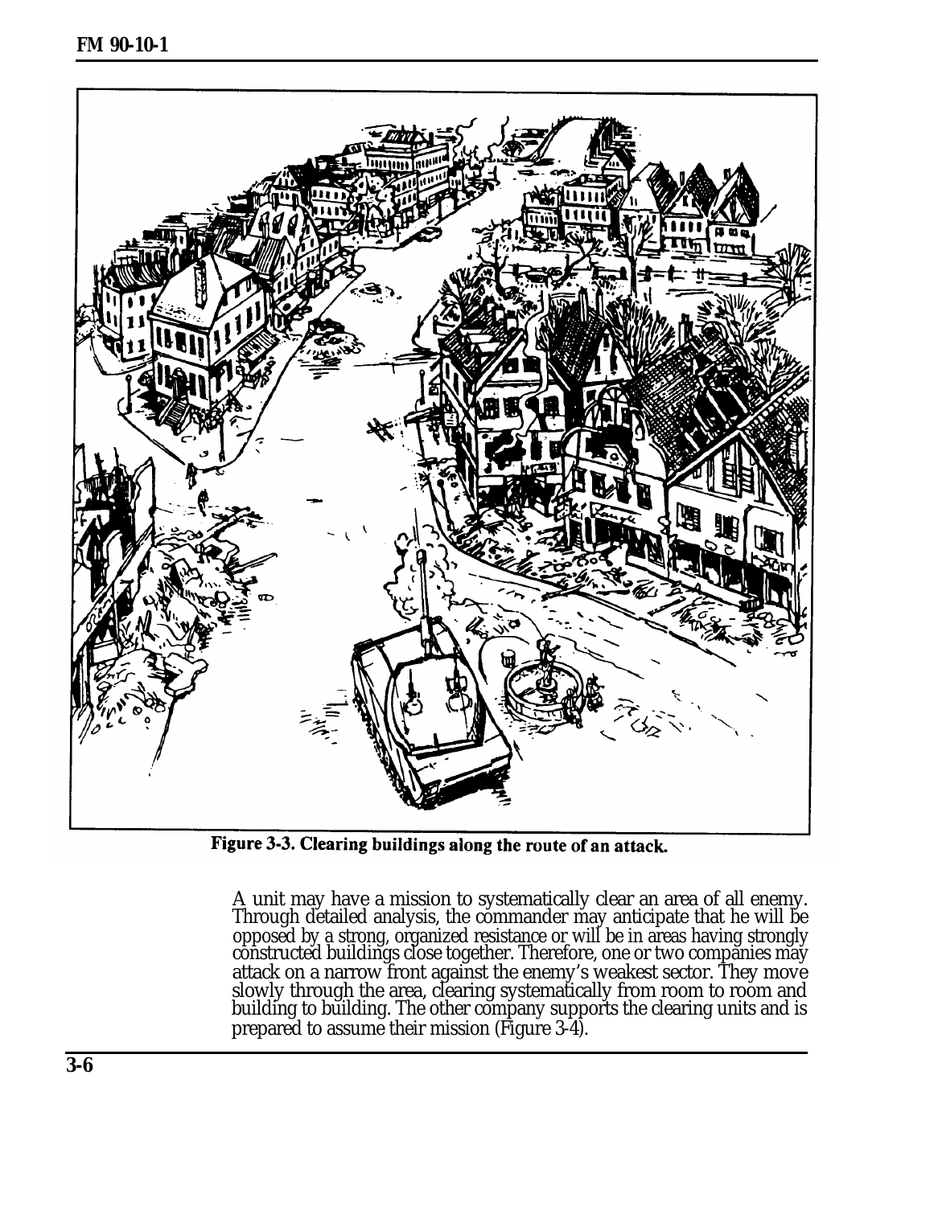Figure 3-3. Clearing buildings along the route of an attack.

A unit may have a mission to systematically clear an area of all enemy. Through detailed analysis, the commander may anticipate that he will be opposed by a strong, organized resistance or will be in areas having strongly constructed buildings close together. Therefore, one or two companies may attack on a narrow front against the enemy's weakest sector. They move slowly through the area, clearing systematically from room to room and building to building. The other company supports the clearing units and is prepared to assume their mission (Figure 3-4).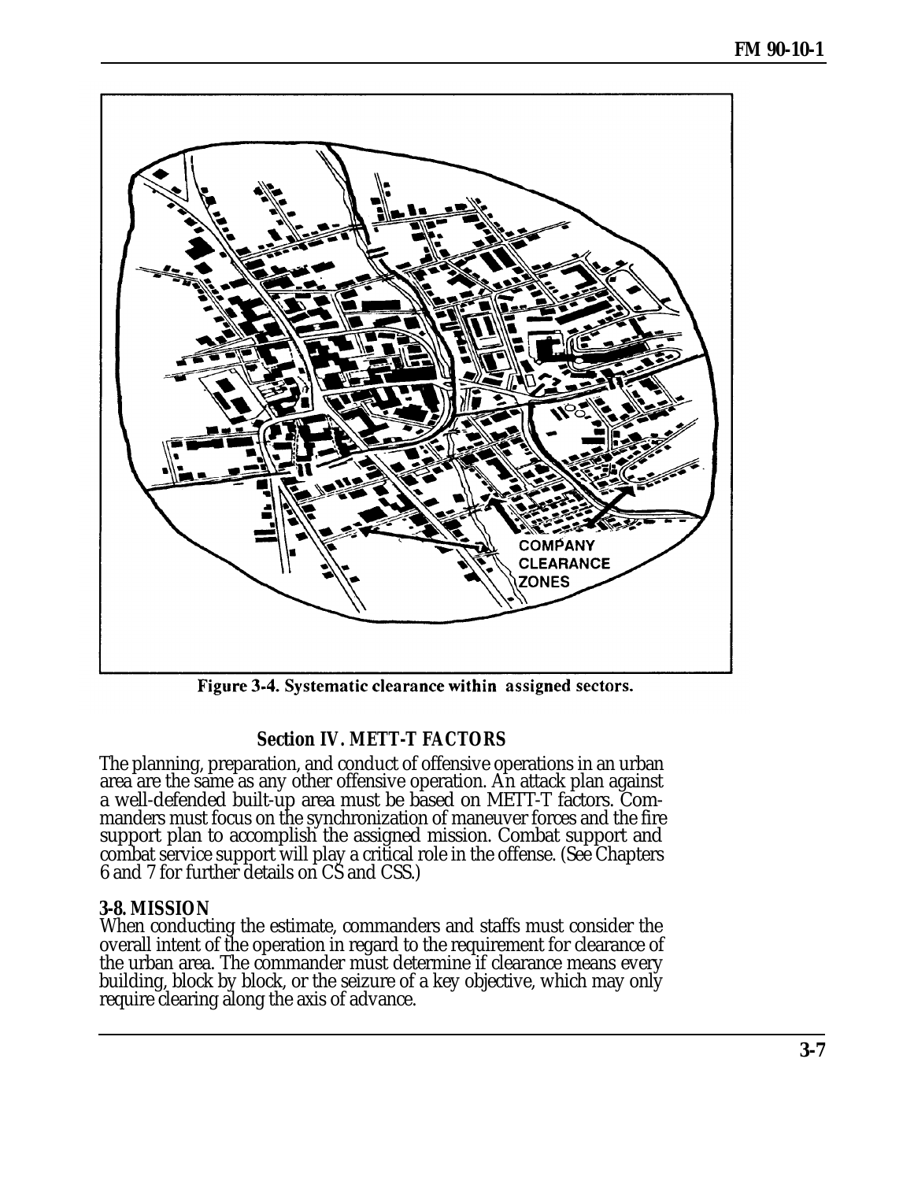COMPANY CLEARANCE ZONES

Figure 3-4. Systematic clearance within assigned sectors.

## Section IV. METT-T FACTORS

The planning, preparation, and conduct of offensive operations in an urban area are the same as any other offensive operation. An attack plan against a well-defended built-up area must be based on METT-T factors. Commanders must focus on the synchronization of maneuver forces and the fire support plan to accomplish the assigned mission. Combat support and combat service support will play a critical role in the offense. (See Chapters 6 and 7 for further details on CS and CSS.)

### 3-8. MISSION

When conducting the estimate, commanders and staffs must consider the overall intent of the operation in regard to the requirement for clearance of the urban area. The commander must determine if clearance means every building, block by block, or the seizure of a key objective, which may only require clearing along the axis of advance.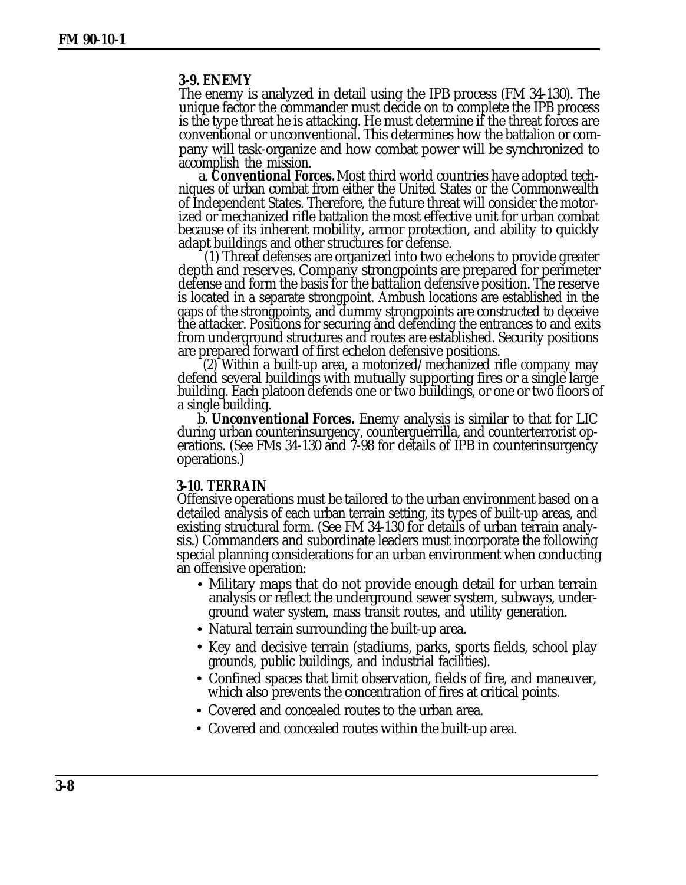### 3-9. ENEMY

The enemy is analyzed in detail using the IPB process (FM 34-130). The unique factor the commander must decide on to complete the IPB process is the type threat he is attacking. He must determine if the threat forces are conventional or unconventional. This determines how the battalion or company will task-organize and how combat power will be synchronized to accomplish the mission.

a. **Conventional Forces.** Most third world countries have adopted techniques of urban combat from either the United States or the Commonwealth of Independent States. Therefore, the future threat will consider the motorized or mechanized rifle battalion the most effective unit for urban combat because of its inherent mobility, armor protection, and ability to quickly adapt buildings and other structures for defense.

(1) Threat defenses are organized into two echelons to provide greater depth and reserves. Company strongpoints are prepared for perimeter defense and form the basis for the battalion defensive position. The reserve is located in a separate strongpoint. Ambush locations are established in the gaps of the strongpoints, and dummy strongpoints are constructed to deceive the attacker. Positions for securing and defending the entrances to and exits from underground structures and routes are established. Security positions are prepared forward of first echelon defensive positions.

(2) Within a built-up area, a motorized/mechanized rifle company may defend several buildings with mutually supporting fires or a single large building. Each platoon defends one or two buildings, or one or two floors of a single building.

b. **Unconventional Forces.** Enemy analysis is similar to that for LIC during urban counterinsurgency, counterguerrilla, and counterterrorist operations. (See FMs 34-130 and 7-98 for details of IPB in counterinsurgency operations.)

### 3-10. TERRAIN

Offensive operations must be tailored to the urban environment based on a detailed analysis of each urban terrain setting, its types of built-up areas, and existing structural form. (See FM 34-130 for details of urban terrain analysis.) Commanders and subordinate leaders must incorporate the following special planning considerations for an urban environment when conducting an offensive operation:

- Military maps that do not provide enough detail for urban terrain analysis or reflect the underground sewer system, subways, underground water system, mass transit routes, and utility generation.
- Natural terrain surrounding the built-up area.
- Key and decisive terrain (stadiums, parks, sports fields, school play grounds, public buildings, and industrial facilities).
- Confined spaces that limit observation, fields of fire, and maneuver, which also prevents the concentration of fires at critical points.
- Covered and concealed routes to the urban area.
- Covered and concealed routes within the built-up area.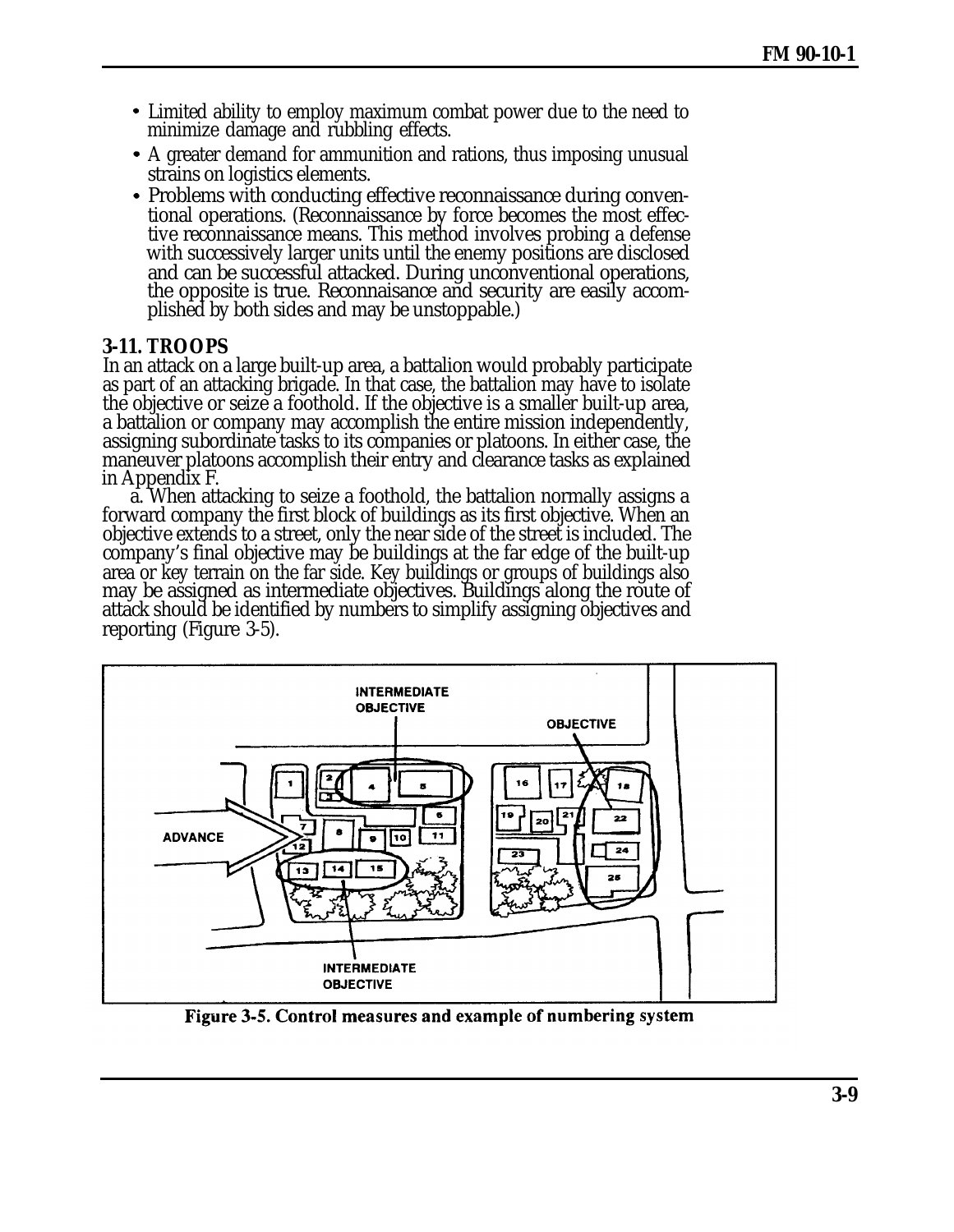- Limited ability to employ maximum combat power due to the need to minimize damage and rubbling effects.
- A greater demand for ammunition and rations, thus imposing unusual strains on logistics elements.
- Problems with conducting effective reconnaissance during conventional operations. (Reconnaissance by force becomes the most effective reconnaissance means. This method involves probing a defense with successively larger units until the enemy positions are disclosed and can be successful attacked. During unconventional operations, the opposite is true. Reconnaisance and security are easily accomplished by both sides and may be unstoppable.)

**3-11. TROOPS**

In an attack on a large built-up area, a battalion would probably participate as part of an attacking brigade. In that case, the battalion may have to isolate the objective or seize a foothold. If the objective is a smaller built-up area, a battalion or company may accomplish the entire mission independently, assigning subordinate tasks to its companies or platoons. In either case, the maneuver platoons accomplish their entry and clearance tasks as explained in Appendix F.

a. When attacking to seize a foothold, the battalion normally assigns a forward company the first block of buildings as its first objective. When an objective extends to a street, only the near side of the street is included. The company's final objective may be buildings at the far edge of the built-up area or key terrain on the far side. Key buildings or groups of buildings also may be assigned as intermediate objectives. Buildings along the route of attack should be identified by numbers to simplify assigning objectives and reporting (Figure 3-5).

Figure 3-5. Control measures and example of numbering system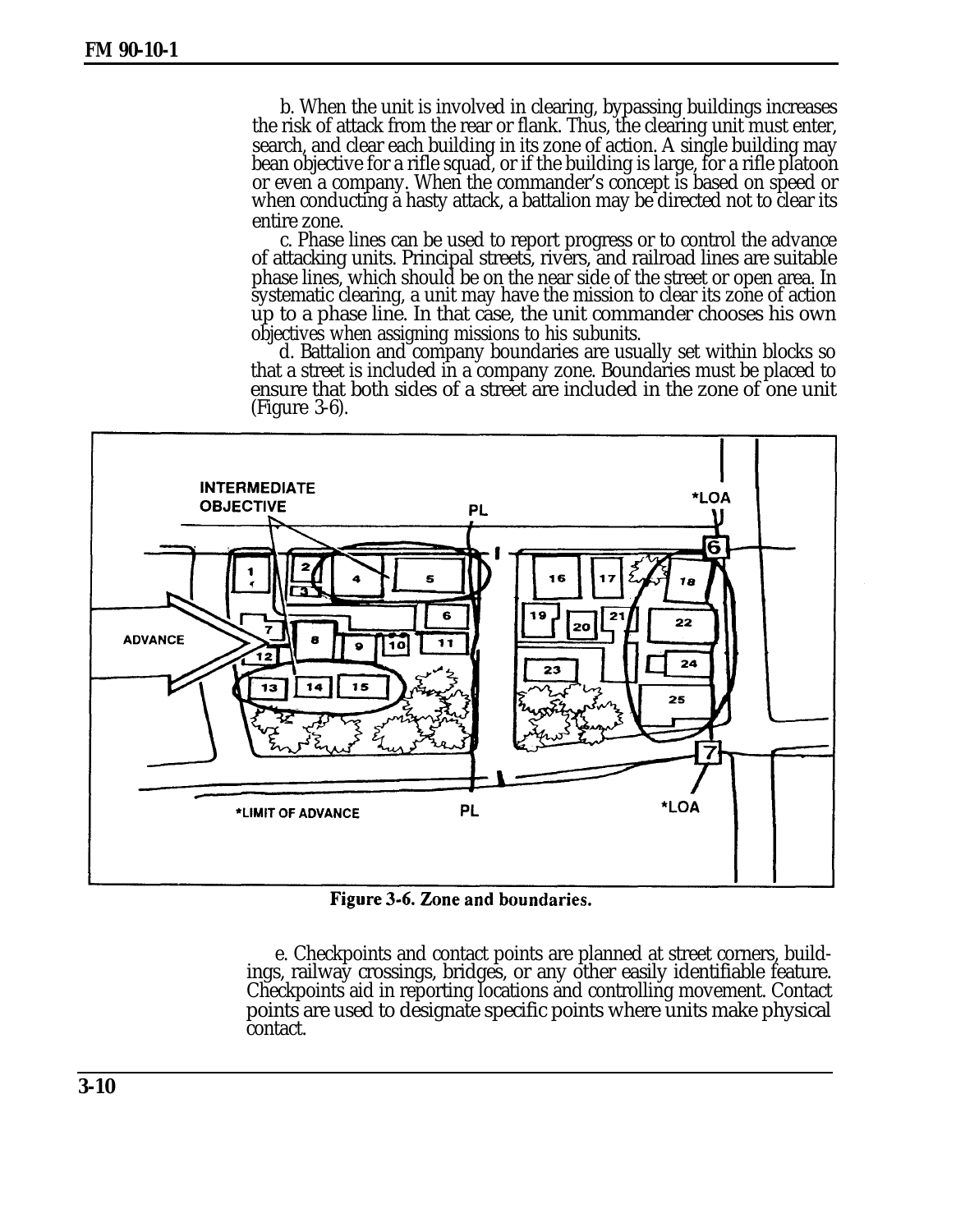b. When the unit is involved in clearing, bypassing buildings increases the risk of attack from the rear or flank. Thus, the clearing unit must enter, search, and clear each building in its zone of action. A single building may bean objective for a rifle squad, or if the building is large, for a rifle platoon or even a company. When the commander's concept is based on speed or when conducting a hasty attack, a battalion may be directed not to clear its entire zone.

c. Phase lines can be used to report progress or to control the advance of attacking units. Principal streets, rivers, and railroad lines are suitable phase lines, which should be on the near side of the street or open area. In systematic clearing, a unit may have the mission to clear its zone of action up to a phase line. In that case, the unit commander chooses his own objectives when assigning missions to his subunits.

d. Battalion and company boundaries are usually set within blocks so that a street is included in a company zone. Boundaries must be placed to ensure that both sides of a street are included in the zone of one unit (Figure 3-6).

**Figure 3-6. Zone and boundaries.**

e. Checkpoints and contact points are planned at street corners, buildings, railway crossings, bridges, or any other easily identifiable feature. Checkpoints aid in reporting locations and controlling movement. Contact points are used to designate specific points where units make physical contact.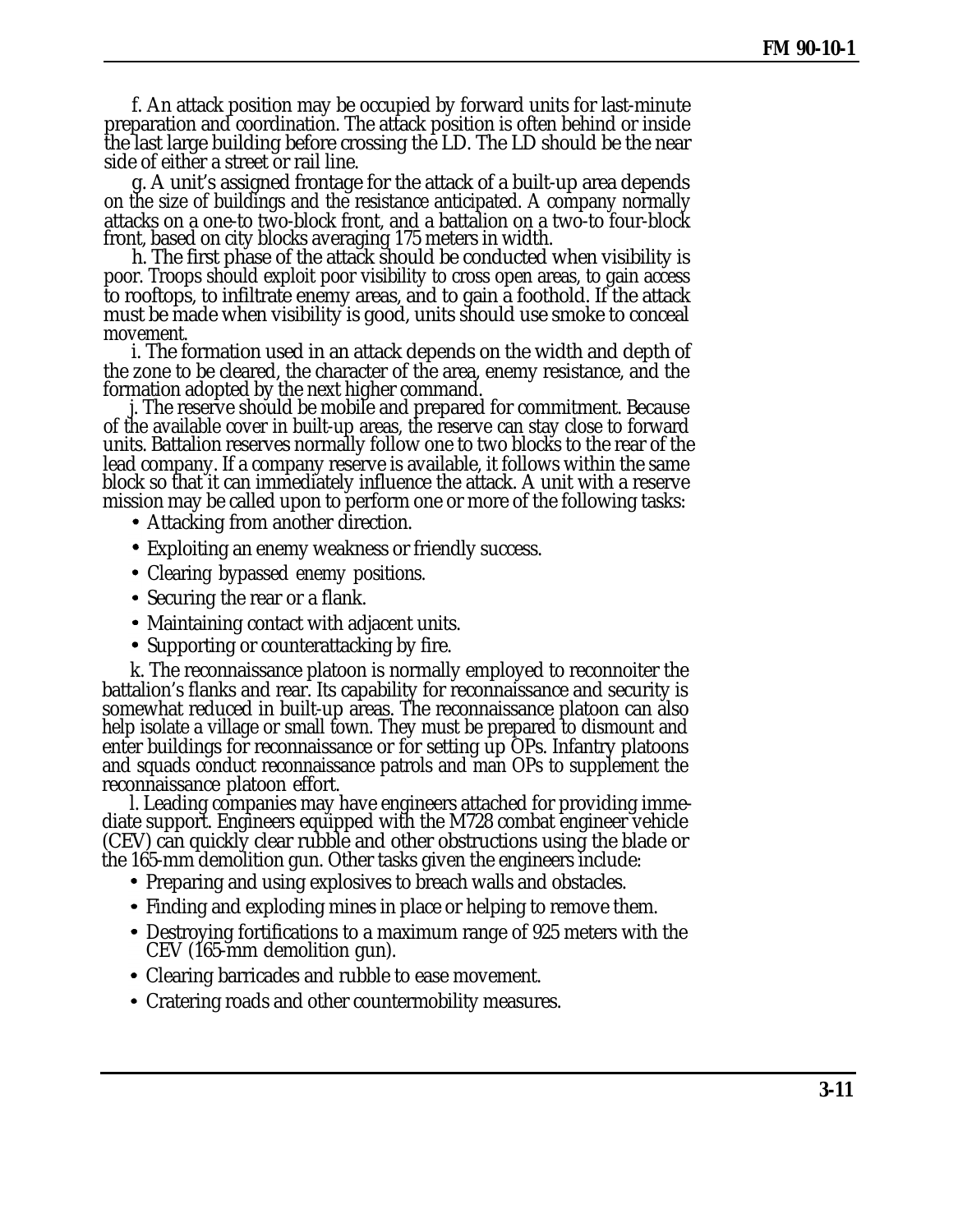f. An attack position may be occupied by forward units for last-minute preparation and coordination. The attack position is often behind or inside the last large building before crossing the LD. The LD should be the near side of either a street or rail line.

g. A unit's assigned frontage for the attack of a built-up area depends on the size of buildings and the resistance anticipated. A company normally attacks on a one-to two-block front, and a battalion on a two-to four-block front, based on city blocks averaging 175 meters in width.

h. The first phase of the attack should be conducted when visibility is poor. Troops should exploit poor visibility to cross open areas, to gain access to rooftops, to infiltrate enemy areas, and to gain a foothold. If the attack must be made when visibility is good, units should use smoke to conceal movement.

i. The formation used in an attack depends on the width and depth of the zone to be cleared, the character of the area, enemy resistance, and the formation adopted by the next higher command.

j. The reserve should be mobile and prepared for commitment. Because of the available cover in built-up areas, the reserve can stay close to forward units. Battalion reserves normally follow one to two blocks to the rear of the lead company. If a company reserve is available, it follows within the same block so that it can immediately influence the attack. A unit with a reserve mission may be called upon to perform one or more of the following tasks:

- Attacking from another direction.
- Exploiting an enemy weakness or friendly success.
- Clearing bypassed enemy positions.
- Securing the rear or a flank.
- Maintaining contact with adjacent units.
- Supporting or counterattacking by fire.

k. The reconnaissance platoon is normally employed to reconnoiter the battalion's flanks and rear. Its capability for reconnaissance and security is somewhat reduced in built-up areas. The reconnaissance platoon can also help isolate a village or small town. They must be prepared to dismount and enter buildings for reconnaissance or for setting up OPs. Infantry platoons and squads conduct reconnaissance patrols and man OPs to supplement the reconnaissance platoon effort.

l. Leading companies may have engineers attached for providing immediate support. Engineers equipped with the M728 combat engineer vehicle (CEV) can quickly clear rubble and other obstructions using the blade or the 165-mm demolition gun. Other tasks given the engineers include:

- Preparing and using explosives to breach walls and obstacles.
- Finding and exploding mines in place or helping to remove them.
- Destroying fortifications to a maximum range of 925 meters with the CEV (165-mm demolition gun).
- Clearing barricades and rubble to ease movement.
- Cratering roads and other countermobility measures.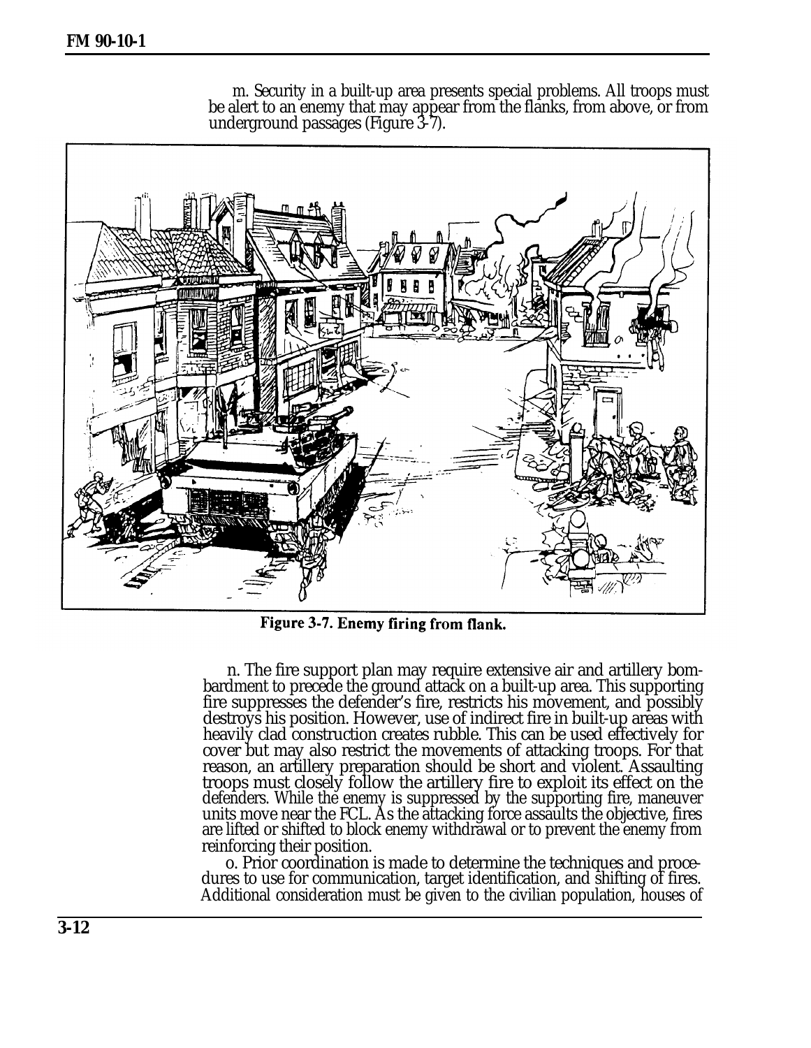m. Security in a built-up area presents special problems. All troops must be alert to an enemy that may appear from the flanks, from above, or from underground passages (Figure 3-7).

**Figure 3-7. Enemy firing from flank.**

n. The fire support plan may require extensive air and artillery bombardment to precede the ground attack on a built-up area. This supporting fire suppresses the defender's fire, restricts his movement, and possibly destroys his position. However, use of indirect fire in built-up areas with heavily clad construction creates rubble. This can be used effectively for cover but may also restrict the movements of attacking troops. For that reason, an artillery preparation should be short and violent. Assaulting troops must closely follow the artillery fire to exploit its effect on the defenders. While the enemy is suppressed by the supporting fire, maneuver units move near the FCL. As the attacking force assaults the objective, fires are lifted or shifted to block enemy withdrawal or to prevent the enemy from reinforcing their position.

o. Prior coordination is made to determine the techniques and procedures to use for communication, target identification, and shifting of fires. Additional consideration must be given to the civilian population, houses of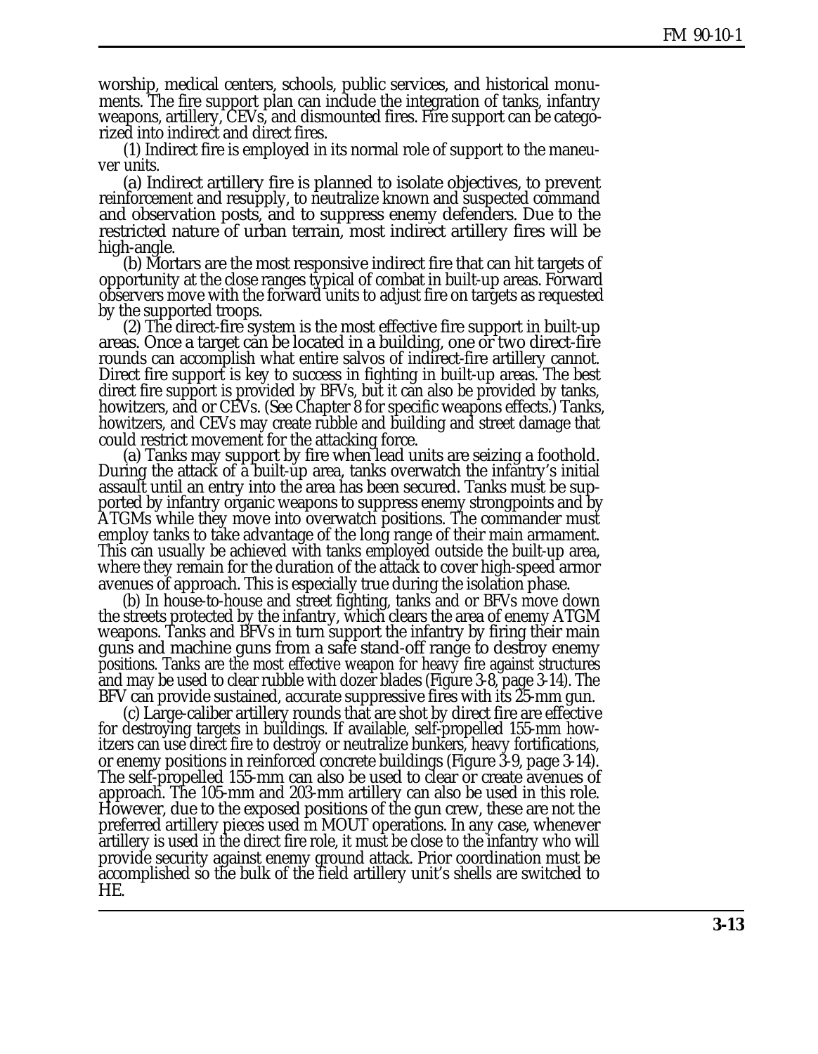worship, medical centers, schools, public services, and historical monuments. The fire support plan can include the integration of tanks, infantry weapons, artillery, CEVs, and dismounted fires. Fire support can be categorized into indirect and direct fires.

(1) Indirect fire is employed in its normal role of support to the maneuver units.

(a) Indirect artillery fire is planned to isolate objectives, to prevent reinforcement and resupply, to neutralize known and suspected command and observation posts, and to suppress enemy defenders. Due to the restricted nature of urban terrain, most indirect artillery fires will be high-angle.

(b) Mortars are the most responsive indirect fire that can hit targets of opportunity at the close ranges typical of combat in built-up areas. Forward observers move with the forward units to adjust fire on targets as requested by the supported troops.

(2) The direct-fire system is the most effective fire support in built-up areas. Once a target can be located in a building, one or two direct-fire rounds can accomplish what entire salvos of indirect-fire artillery cannot. Direct fire support is key to success in fighting in built-up areas. The best direct fire support is provided by BFVs, but it can also be provided by tanks, howitzers, and or CEVs. (See Chapter 8 for specific weapons effects.) Tanks, howitzers, and CEVs may create rubble and building and street damage that could restrict movement for the attacking force.

(a) Tanks may support by fire when lead units are seizing a foothold. During the attack of a built-up area, tanks overwatch the infantry's initial assault until an entry into the area has been secured. Tanks must be supported by infantry organic weapons to suppress enemy strongpoints and by ATGMs while they move into overwatch positions. The commander must employ tanks to take advantage of the long range of their main armament. This can usually be achieved with tanks employed outside the built-up area, where they remain for the duration of the attack to cover high-speed armor avenues of approach. This is especially true during the isolation phase.

(b) In house-to-house and street fighting, tanks and or BFVs move down the streets protected by the infantry, which clears the area of enemy ATGM weapons. Tanks and BFVs in turn support the infantry by firing their main guns and machine guns from a safe stand-off range to destroy enemy positions. Tanks are the most effective weapon for heavy fire against structures and may be used to clear rubble with dozer blades (Figure 3-8, page 3-14). The BFV can provide sustained, accurate suppressive fires with its 25-mm gun.

(c) Large-caliber artillery rounds that are shot by direct fire are effective for destroying targets in buildings. If available, self-propelled 155-mm howitzers can use direct fire to destroy or neutralize bunkers, heavy fortifications, or enemy positions in reinforced concrete buildings (Figure 3-9, page 3-14). The self-propelled 155-mm can also be used to clear or create avenues of approach. The 105-mm and 203-mm artillery can also be used in this role. However, due to the exposed positions of the gun crew, these are not the preferred artillery pieces used m MOUT operations. In any case, whenever artillery is used in the direct fire role, it must be close to the infantry who will provide security against enemy ground attack. Prior coordination must be accomplished so the bulk of the field artillery unit's shells are switched to HE.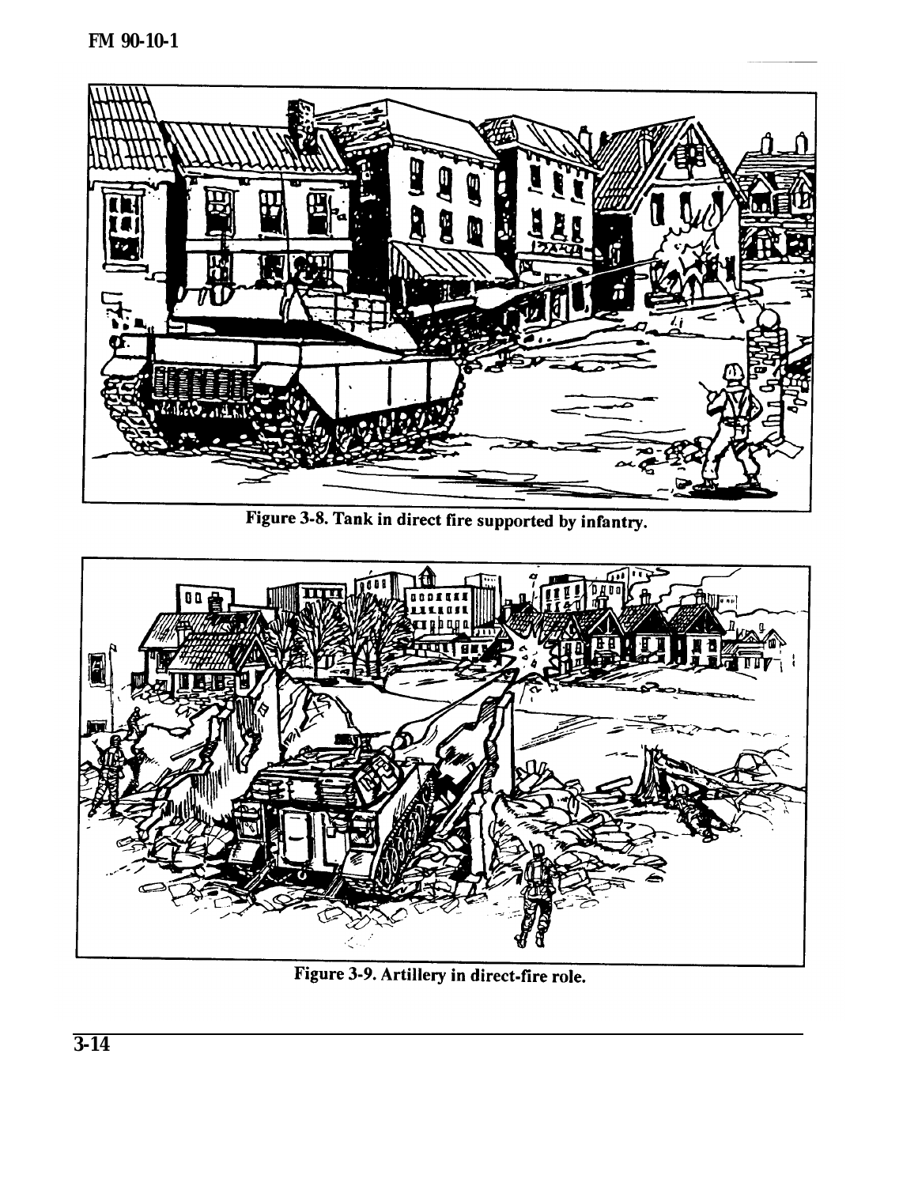Figure 3-8. Tank in direct fire supported by infantry.

Figure 3-9. Artillery in direct-fire role.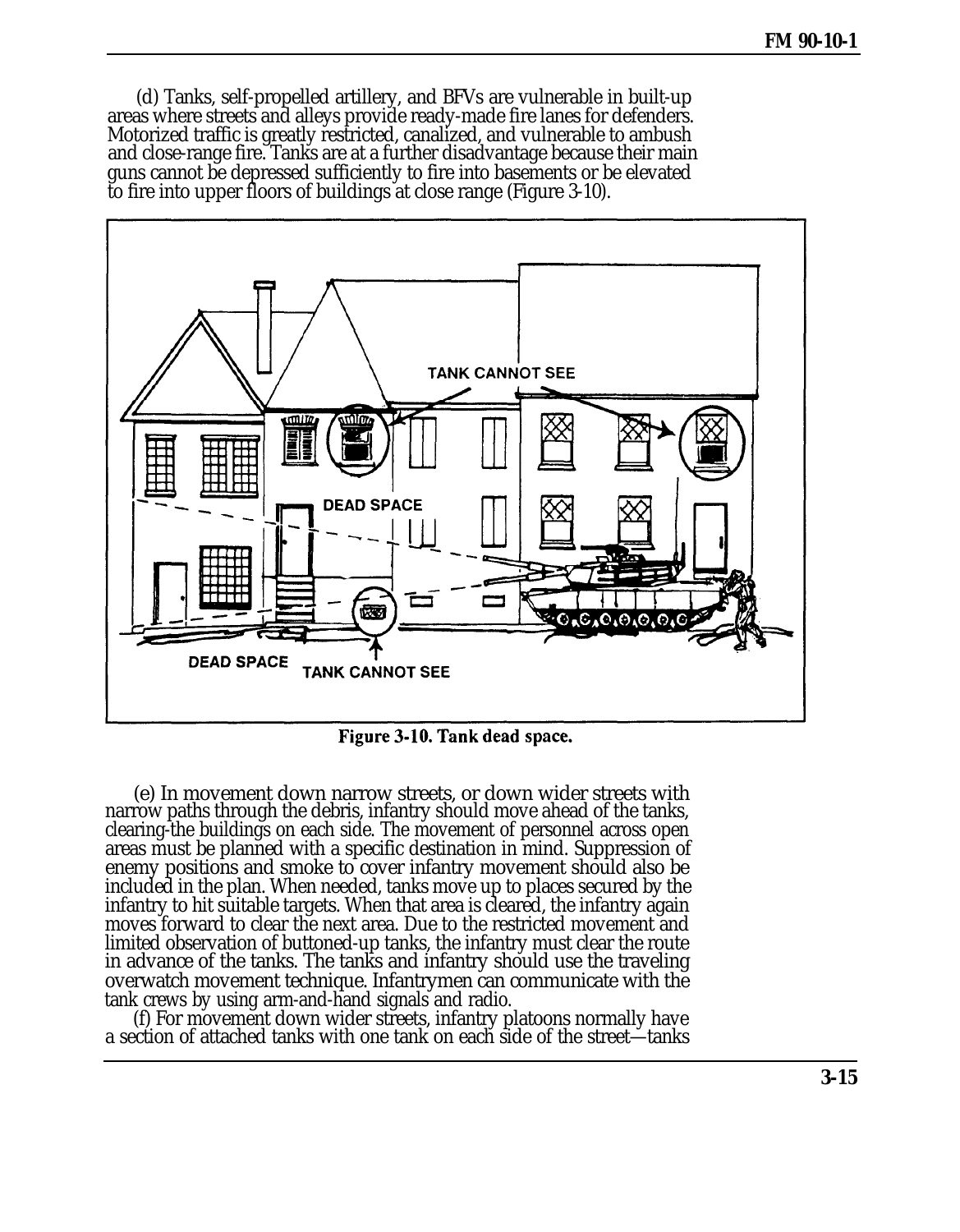(d) Tanks, self-propelled artillery, and BFVs are vulnerable in built-up areas where streets and alleys provide ready-made fire lanes for defenders. Motorized traffic is greatly restricted, canalized, and vulnerable to ambush and close-range fire. Tanks are at a further disadvantage because their main guns cannot be depressed sufficiently to fire into basements or be elevated to fire into upper floors of buildings at close range (Figure 3-10).

Figure 3-10. Tank dead space.

(e) In movement down narrow streets, or down wider streets with narrow paths through the debris, infantry should move ahead of the tanks, clearing-the buildings on each side. The movement of personnel across open areas must be planned with a specific destination in mind. Suppression of enemy positions and smoke to cover infantry movement should also be included in the plan. When needed, tanks move up to places secured by the infantry to hit suitable targets. When that area is cleared, the infantry again moves forward to clear the next area. Due to the restricted movement and limited observation of buttoned-up tanks, the infantry must clear the route in advance of the tanks. The tanks and infantry should use the traveling overwatch movement technique. Infantrymen can communicate with the tank crews by using arm-and-hand signals and radio.

(f) For movement down wider streets, infantry platoons normally have a section of attached tanks with one tank on each side of the street—tanks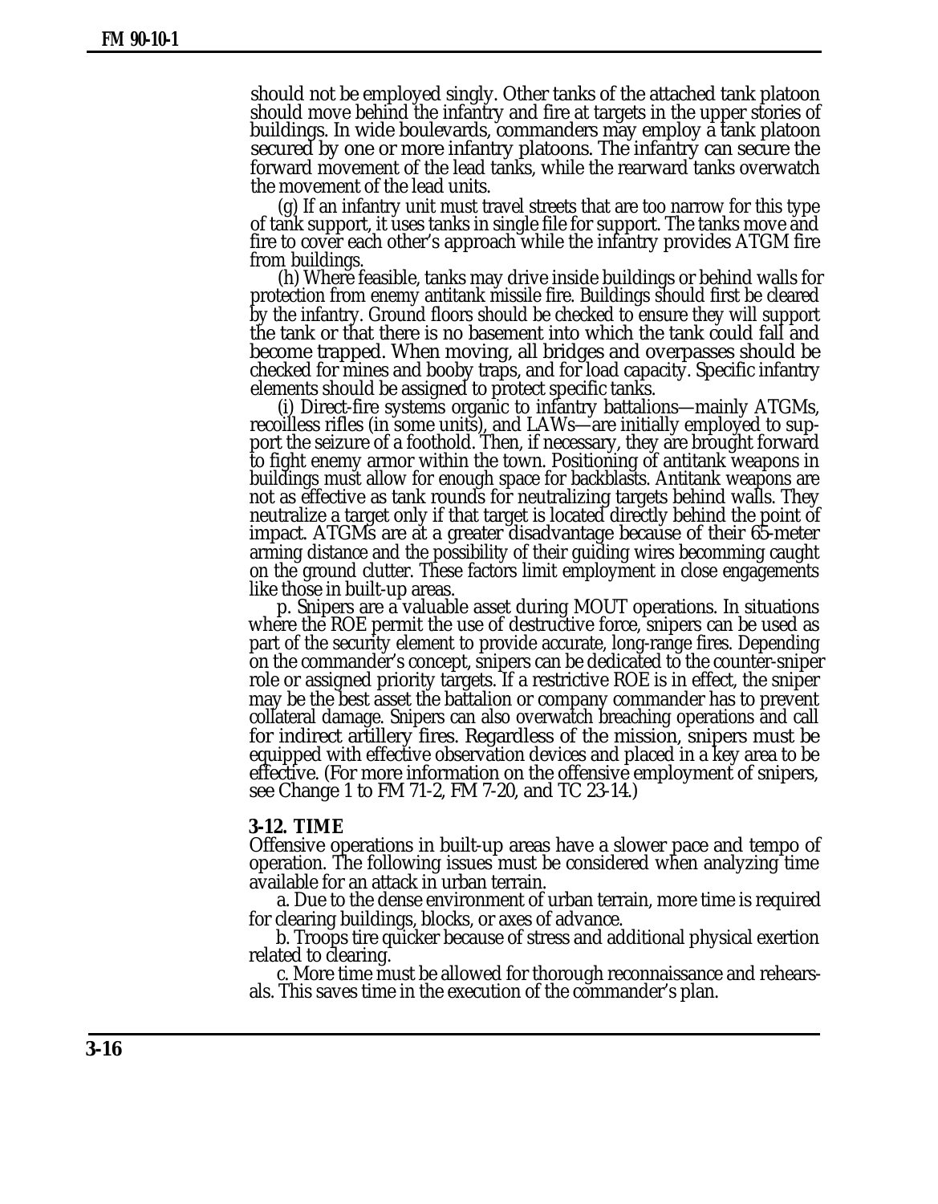should not be employed singly. Other tanks of the attached tank platoon should move behind the infantry and fire at targets in the upper stories of buildings. In wide boulevards, commanders may employ a tank platoon secured by one or more infantry platoons. The infantry can secure the forward movement of the lead tanks, while the rearward tanks overwatch the movement of the lead units.

(g) If an infantry unit must travel streets that are too narrow for this type of tank support, it uses tanks in single file for support. The tanks move and fire to cover each other's approach while the infantry provides ATGM fire from buildings.

(h) Where feasible, tanks may drive inside buildings or behind walls for protection from enemy antitank missile fire. Buildings should first be cleared by the infantry. Ground floors should be checked to ensure they will support the tank or that there is no basement into which the tank could fall and become trapped. When moving, all bridges and overpasses should be checked for mines and booby traps, and for load capacity. Specific infantry elements should be assigned to protect specific tanks.

(i) Direct-fire systems organic to infantry battalions—mainly ATGMs, recoilless rifles (in some units), and LAWs—are initially employed to support the seizure of a foothold. Then, if necessary, they are brought forward to fight enemy armor within the town. Positioning of antitank weapons in buildings must allow for enough space for backblasts. Antitank weapons are not as effective as tank rounds for neutralizing targets behind walls. They neutralize a target only if that target is located directly behind the point of impact. ATGMs are at a greater disadvantage because of their 65-meter arming distance and the possibility of their guiding wires becomming caught on the ground clutter. These factors limit employment in close engagements like those in built-up areas.

p. Snipers are a valuable asset during MOUT operations. In situations where the ROE permit the use of destructive force, snipers can be used as part of the security element to provide accurate, long-range fires. Depending on the commander's concept, snipers can be dedicated to the counter-sniper role or assigned priority targets. If a restrictive ROE is in effect, the sniper may be the best asset the battalion or company commander has to prevent collateral damage. Snipers can also overwatch breaching operations and call for indirect artillery fires. Regardless of the mission, snipers must be equipped with effective observation devices and placed in a key area to be effective. (For more information on the offensive employment of snipers, see Change 1 to FM 71-2, FM 7-20, and TC 23-14.)

**3-12. TIME**

Offensive operations in built-up areas have a slower pace and tempo of operation. The following issues must be considered when analyzing time available for an attack in urban terrain.

a. Due to the dense environment of urban terrain, more time is required for clearing buildings, blocks, or axes of advance.

b. Troops tire quicker because of stress and additional physical exertion related to clearing.

c. More time must be allowed for thorough reconnaissance and rehearsals. This saves time in the execution of the commander's plan.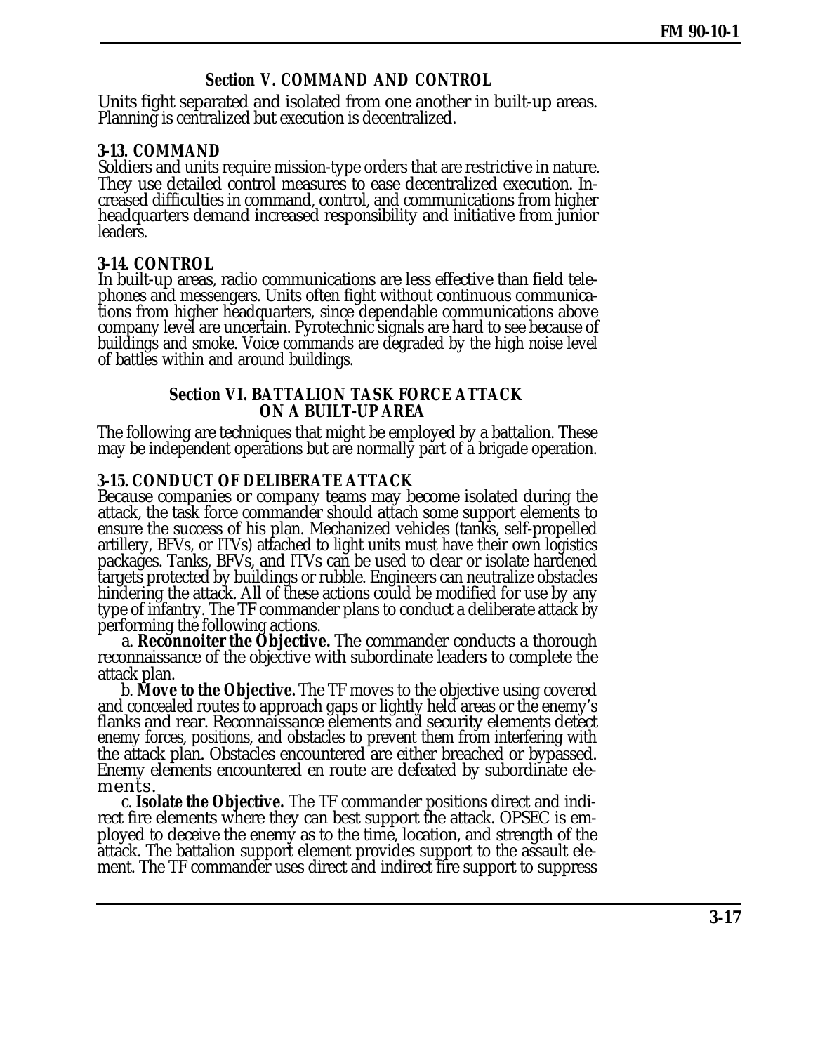## Section V. COMMAND AND CONTROL

Units fight separated and isolated from one another in built-up areas. Planning is centralized but execution is decentralized.

### 3-13. COMMAND

Soldiers and units require mission-type orders that are restrictive in nature. They use detailed control measures to ease decentralized execution. Increased difficulties in command, control, and communications from higher headquarters demand increased responsibility and initiative from junior leaders.

### 3-14. CONTROL

In built-up areas, radio communications are less effective than field telephones and messengers. Units often fight without continuous communications from higher headquarters, since dependable communications above company level are uncertain. Pyrotechnic signals are hard to see because of buildings and smoke. Voice commands are degraded by the high noise level of battles within and around buildings.

## Section VI. BATTALION TASK FORCE ATTACK ON A BUILT-UP AREA

The following are techniques that might be employed by a battalion. These may be independent operations but are normally part of a brigade operation.

### 3-15. CONDUCT OF DELIBERATE ATTACK

Because companies or company teams may become isolated during the attack, the task force commander should attach some support elements to ensure the success of his plan. Mechanized vehicles (tanks, self-propelled artillery, BFVs, or ITVs) attached to light units must have their own logistics packages. Tanks, BFVs, and ITVs can be used to clear or isolate hardened targets protected by buildings or rubble. Engineers can neutralize obstacles hindering the attack. All of these actions could be modified for use by any type of infantry. The TF commander plans to conduct a deliberate attack by performing the following actions.

a. **Reconnoiter the Objective.** The commander conducts a thorough reconnaissance of the objective with subordinate leaders to complete the attack plan.

b. **Move to the Objective.** The TF moves to the objective using covered and concealed routes to approach gaps or lightly held areas or the enemy's flanks and rear. Reconnaissance elements and security elements detect enemy forces, positions, and obstacles to prevent them from interfering with the attack plan. Obstacles encountered are either breached or bypassed. Enemy elements encountered en route are defeated by subordinate elements.

c. **Isolate the Objective.** The TF commander positions direct and indirect fire elements where they can best support the attack. OPSEC is employed to deceive the enemy as to the time, location, and strength of the attack. The battalion support element provides support to the assault element. The TF commander uses direct and indirect fire support to suppress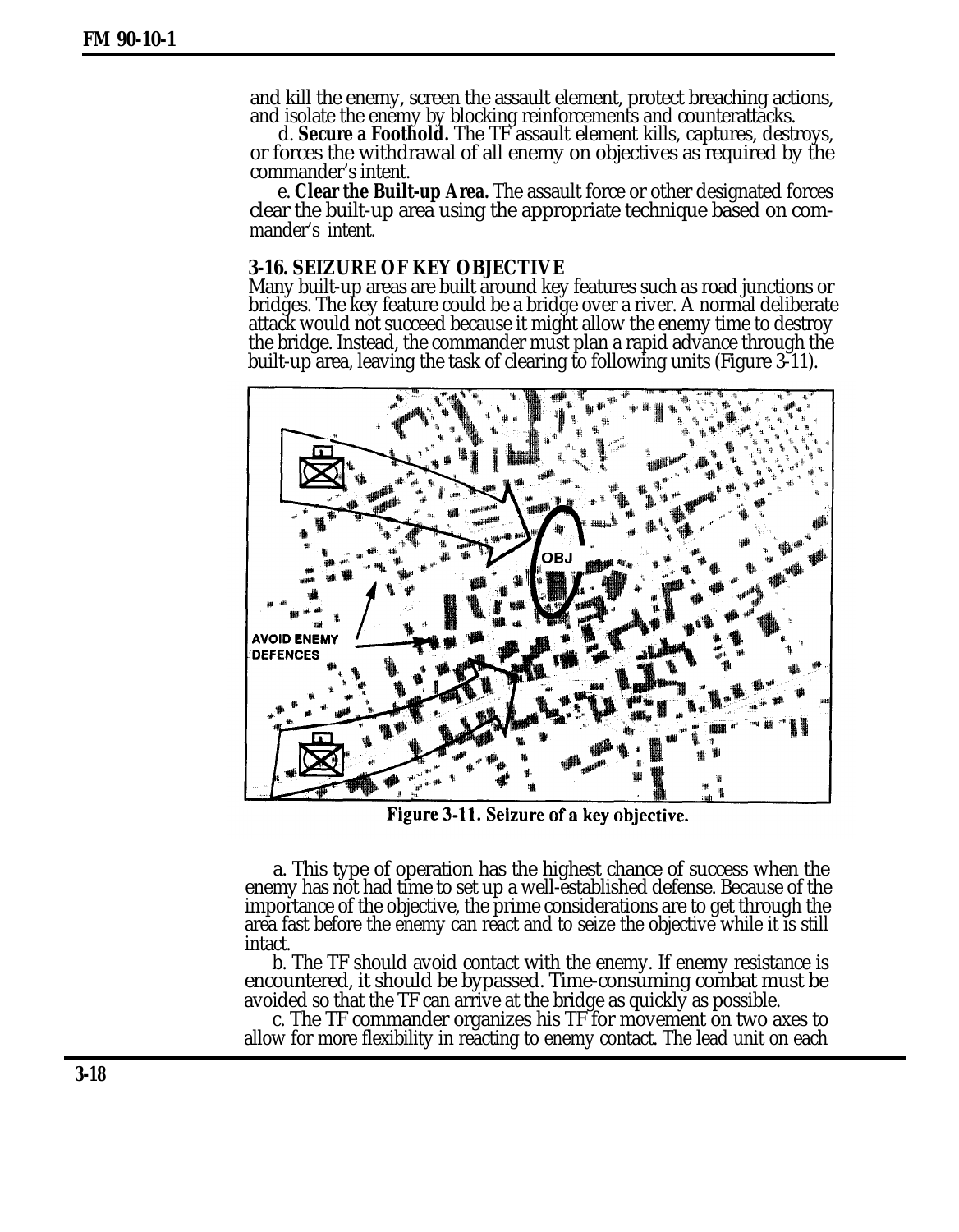and kill the enemy, screen the assault element, protect breaching actions, and isolate the enemy by blocking reinforcements and counterattacks.

d. **Secure a Foothold.** The TF assault element kills, captures, destroys, or forces the withdrawal of all enemy on objectives as required by the commander's intent.

e. **Clear the Built-up Area.** The assault force or other designated forces clear the built-up area using the appropriate technique based on commander's intent.

### 3-16. SEIZURE OF KEY OBJECTIVE

Many built-up areas are built around key features such as road junctions or bridges. The key feature could be a bridge over a river. A normal deliberate attack would not succeed because it might allow the enemy time to destroy the bridge. Instead, the commander must plan a rapid advance through the built-up area, leaving the task of clearing to following units (Figure 3-11).

Figure 3-11. Seizure of a key objective.

a. This type of operation has the highest chance of success when the enemy has not had time to set up a well-established defense. Because of the importance of the objective, the prime considerations are to get through the area fast before the enemy can react and to seize the objective while it is still intact.

b. The TF should avoid contact with the enemy. If enemy resistance is encountered, it should be bypassed. Time-consuming combat must be avoided so that the TF can arrive at the bridge as quickly as possible.

c. The TF commander organizes his TF for movement on two axes to allow for more flexibility in reacting to enemy contact. The lead unit on each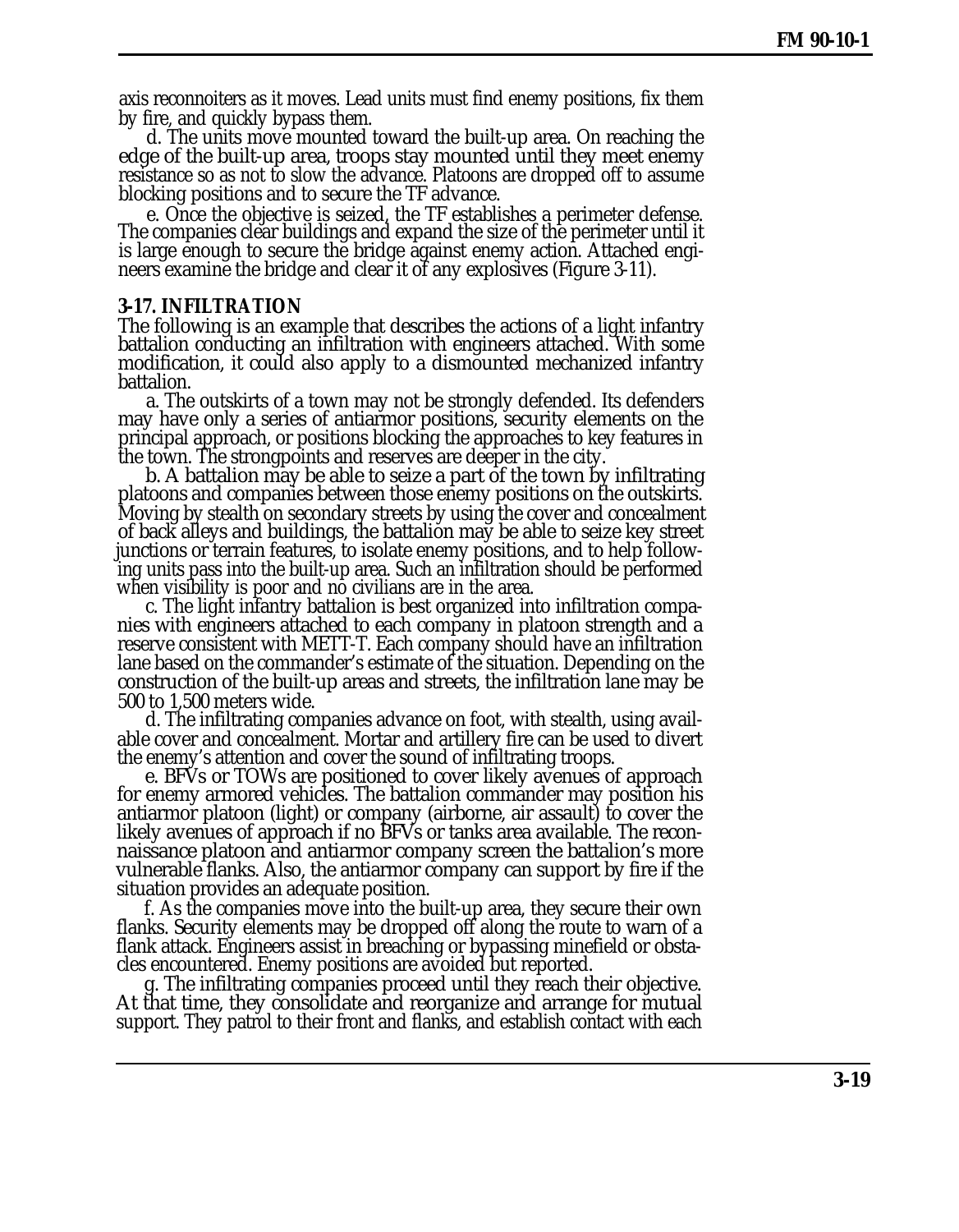axis reconnoiters as it moves. Lead units must find enemy positions, fix them by fire, and quickly bypass them.

d. The units move mounted toward the built-up area. On reaching the edge of the built-up area, troops stay mounted until they meet enemy resistance so as not to slow the advance. Platoons are dropped off to assume blocking positions and to secure the TF advance.

e. Once the objective is seized, the TF establishes a perimeter defense. The companies clear buildings and expand the size of the perimeter until it is large enough to secure the bridge against enemy action. Attached engineers examine the bridge and clear it of any explosives (Figure 3-11).

**3-17. INFILTRATION**

The following is an example that describes the actions of a light infantry battalion conducting an infiltration with engineers attached. With some modification, it could also apply to a dismounted mechanized infantry battalion.

a. The outskirts of a town may not be strongly defended. Its defenders may have only a series of antiarmor positions, security elements on the principal approach, or positions blocking the approaches to key features in the town. The strongpoints and reserves are deeper in the city.

b. A battalion may be able to seize a part of the town by infiltrating platoons and companies between those enemy positions on the outskirts. Moving by stealth on secondary streets by using the cover and concealment of back alleys and buildings, the battalion may be able to seize key street junctions or terrain features, to isolate enemy positions, and to help following units pass into the built-up area. Such an infiltration should be performed when visibility is poor and no civilians are in the area.

c. The light infantry battalion is best organized into infiltration companies with engineers attached to each company in platoon strength and a reserve consistent with METT-T. Each company should have an infiltration lane based on the commander's estimate of the situation. Depending on the construction of the built-up areas and streets, the infiltration lane may be 500 to 1,500 meters wide.

d. The infiltrating companies advance on foot, with stealth, using available cover and concealment. Mortar and artillery fire can be used to divert the enemy's attention and cover the sound of infiltrating troops.

e. BFVs or TOWs are positioned to cover likely avenues of approach for enemy armored vehicles. The battalion commander may position his antiarmor platoon (light) or company (airborne, air assault) to cover the likely avenues of approach if no BFVs or tanks area available. The reconnaissance platoon and antiarmor company screen the battalion's more vulnerable flanks. Also, the antiarmor company can support by fire if the situation provides an adequate position.

f. As the companies move into the built-up area, they secure their own flanks. Security elements may be dropped off along the route to warn of a flank attack. Engineers assist in breaching or bypassing minefield or obstacles encountered. Enemy positions are avoided but reported.

g. The infiltrating companies proceed until they reach their objective. At that time, they consolidate and reorganize and arrange for mutual support. They patrol to their front and flanks, and establish contact with each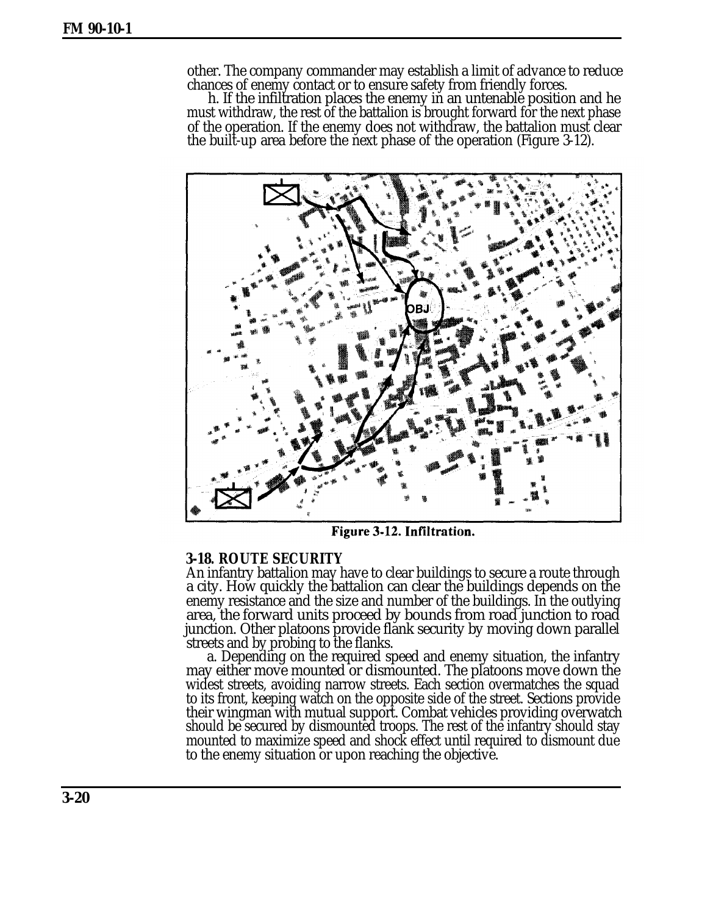other. The company commander may establish a limit of advance to reduce chances of enemy contact or to ensure safety from friendly forces.

h. If the infiltration places the enemy in an untenable position and he must withdraw, the rest of the battalion is brought forward for the next phase of the operation. If the enemy does not withdraw, the battalion must clear the built-up area before the next phase of the operation (Figure 3-12).

Figure 3-12. Infiltration.

### 3-18. ROUTE SECURITY

An infantry battalion may have to clear buildings to secure a route through a city. How quickly the battalion can clear the buildings depends on the enemy resistance and the size and number of the buildings. In the outlying area, the forward units proceed by bounds from road junction to road junction. Other platoons provide flank security by moving down parallel streets and by probing to the flanks.

a. Depending on the required speed and enemy situation, the infantry may either move mounted or dismounted. The platoons move down the widest streets, avoiding narrow streets. Each section overmatches the squad to its front, keeping watch on the opposite side of the street. Sections provide their wingman with mutual support. Combat vehicles providing overwatch should be secured by dismounted troops. The rest of the infantry should stay mounted to maximize speed and shock effect until required to dismount due to the enemy situation or upon reaching the objective.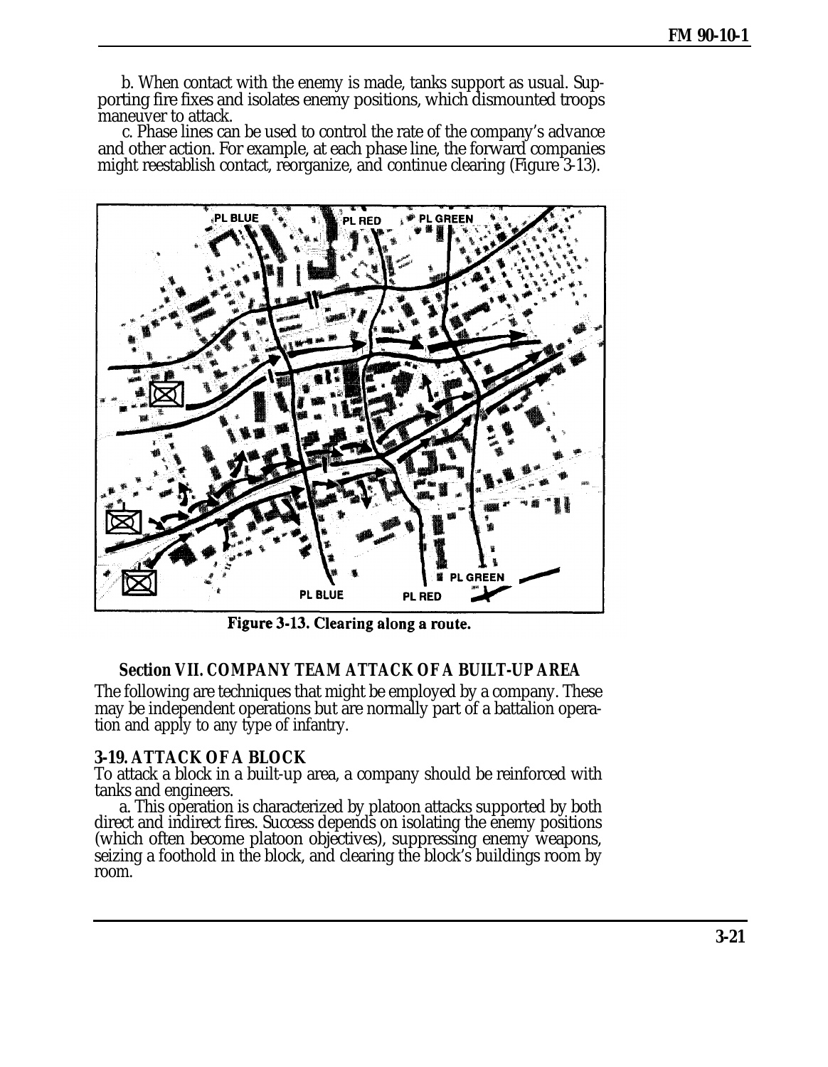b. When contact with the enemy is made, tanks support as usual. Supporting fire fixes and isolates enemy positions, which dismounted troops maneuver to attack.

c. Phase lines can be used to control the rate of the company's advance and other action. For example, at each phase line, the forward companies might reestablish contact, reorganize, and continue clearing (Figure 3-13).

**Figure 3-13. Clearing along a route.**

## Section VII. COMPANY TEAM ATTACK OF A BUILT-UP AREA

The following are techniques that might be employed by a company. These may be independent operations but are normally part of a battalion operation and apply to any type of infantry.

### 3-19. ATTACK OF A BLOCK

To attack a block in a built-up area, a company should be reinforced with tanks and engineers.

a. This operation is characterized by platoon attacks supported by both direct and indirect fires. Success depends on isolating the enemy positions (which often become platoon objectives), suppressing enemy weapons, seizing a foothold in the block, and clearing the block's buildings room by room.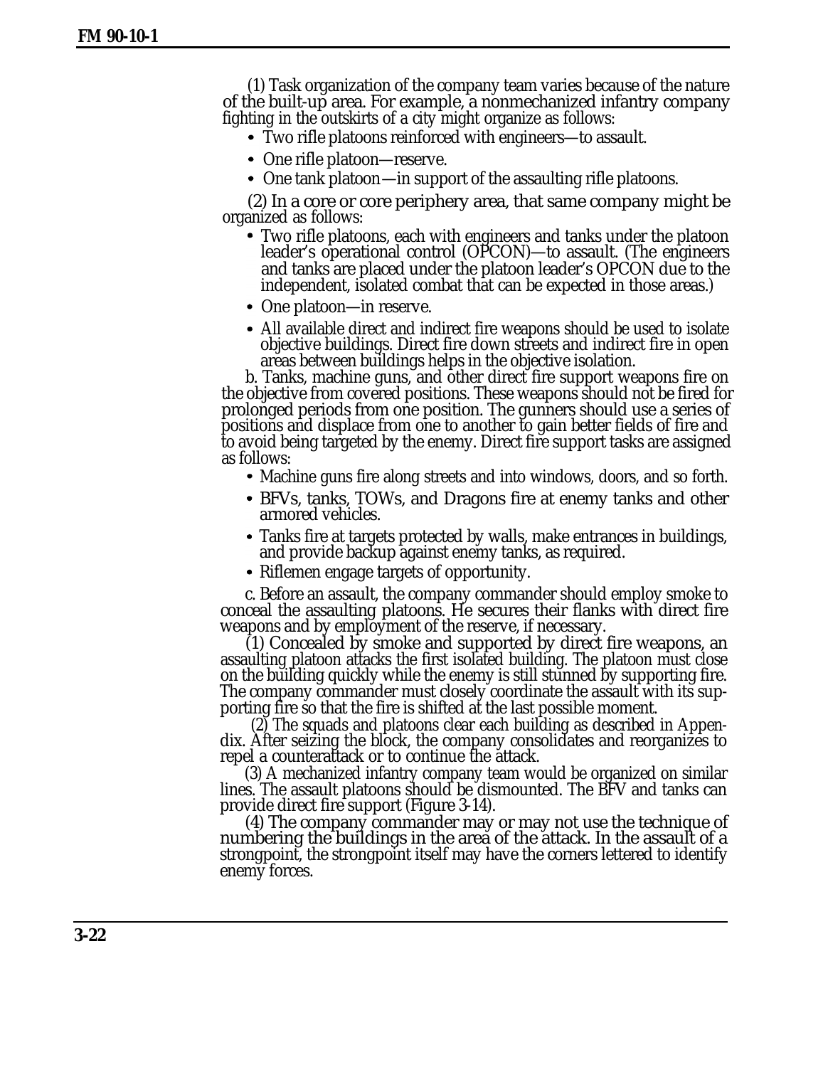(1) Task organization of the company team varies because of the nature of the built-up area. For example, a nonmechanized infantry company fighting in the outskirts of a city might organize as follows:

- Two rifle platoons reinforced with engineers—to assault.
- One rifle platoon—reserve.
- One tank platoon—in support of the assaulting rifle platoons.

(2) In a core or core periphery area, that same company might be organized as follows:

- Two rifle platoons, each with engineers and tanks under the platoon leader's operational control (OPCON)—to assault. (The engineers and tanks are placed under the platoon leader's OPCON due to the independent, isolated combat that can be expected in those areas.)
- One platoon—in reserve.
- All available direct and indirect fire weapons should be used to isolate objective buildings. Direct fire down streets and indirect fire in open areas between buildings helps in the objective isolation.

b. Tanks, machine guns, and other direct fire support weapons fire on the objective from covered positions. These weapons should not be fired for prolonged periods from one position. The gunners should use a series of positions and displace from one to another to gain better fields of fire and to avoid being targeted by the enemy. Direct fire support tasks are assigned as follows:

- Machine guns fire along streets and into windows, doors, and so forth.
- BFVs, tanks, TOWs, and Dragons fire at enemy tanks and other armored vehicles.
- Tanks fire at targets protected by walls, make entrances in buildings, and provide backup against enemy tanks, as required.
- Riflemen engage targets of opportunity.

c. Before an assault, the company commander should employ smoke to conceal the assaulting platoons. He secures their flanks with direct fire weapons and by employment of the reserve, if necessary.

(1) Concealed by smoke and supported by direct fire weapons, an assaulting platoon attacks the first isolated building. The platoon must close on the building quickly while the enemy is still stunned by supporting fire. The company commander must closely coordinate the assault with its supporting fire so that the fire is shifted at the last possible moment.

(2) The squads and platoons clear each building as described in Appendix. After seizing the block, the company consolidates and reorganizes to repel a counterattack or to continue the attack.

(3) A mechanized infantry company team would be organized on similar lines. The assault platoons should be dismounted. The BFV and tanks can provide direct fire support (Figure 3-14).

(4) The company commander may or may not use the technique of numbering the buildings in the area of the attack. In the assault of a strongpoint, the strongpoint itself may have the corners lettered to identify enemy forces.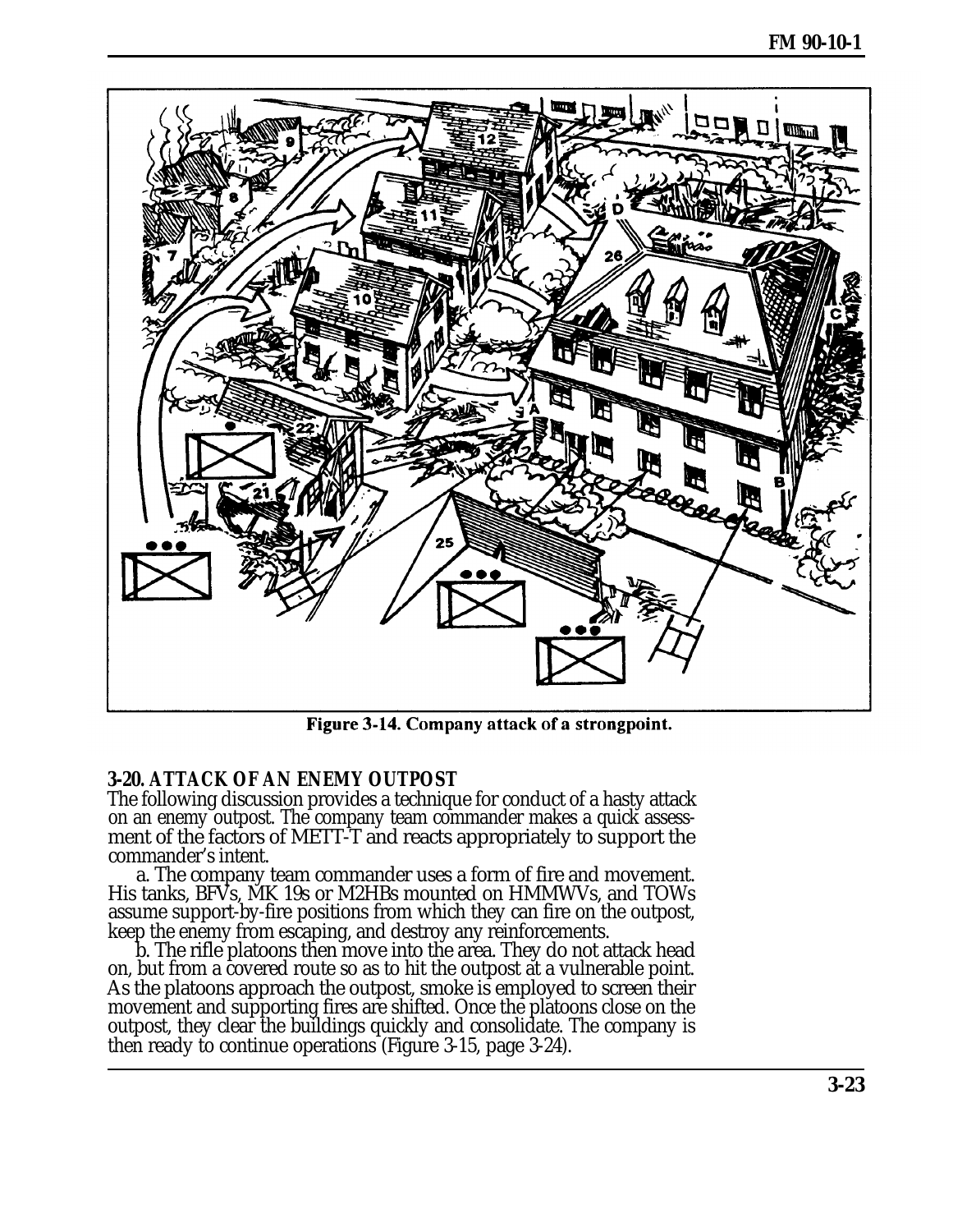Figure 3-14. Company attack of a strongpoint.

**3-20. ATTACK OF AN ENEMY OUTPOST**

The following discussion provides a technique for conduct of a hasty attack on an enemy outpost. The company team commander makes a quick assessment of the factors of METT-T and reacts appropriately to support the commander's intent.

a. The company team commander uses a form of fire and movement. His tanks, BFVs, MK 19s or M2HBs mounted on HMMWVs, and TOWs assume support-by-fire positions from which they can fire on the outpost, keep the enemy from escaping, and destroy any reinforcements.

b. The rifle platoons then move into the area. They do not attack head on, but from a covered route so as to hit the outpost at a vulnerable point. As the platoons approach the outpost, smoke is employed to screen their movement and supporting fires are shifted. Once the platoons close on the outpost, they clear the buildings quickly and consolidate. The company is then ready to continue operations (Figure 3-15, page 3-24).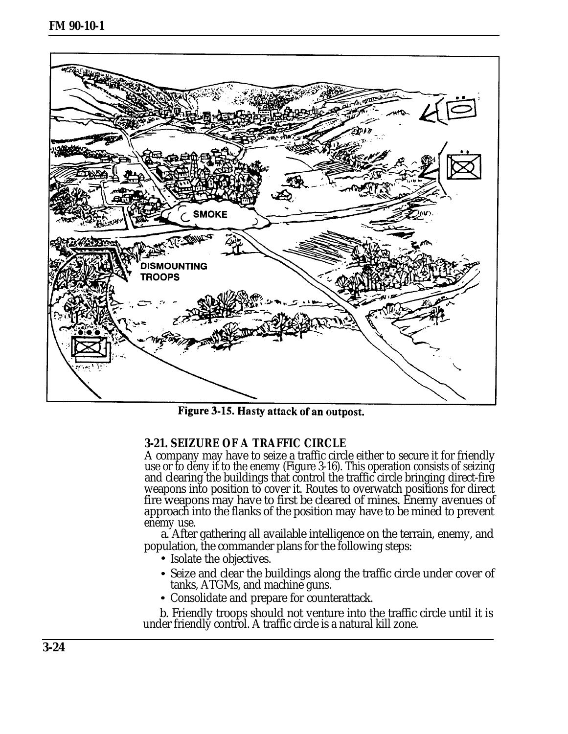Figure 3-15. Hasty attack of an outpost.

### 3-21. SEIZURE OF A TRAFFIC CIRCLE

A company may have to seize a traffic circle either to secure it for friendly use or to deny it to the enemy (Figure 3-16). This operation consists of seizing and clearing the buildings that control the traffic circle bringing direct-fire weapons into position to cover it. Routes to overwatch positions for direct fire weapons may have to first be cleared of mines. Enemy avenues of approach into the flanks of the position may have to be mined to prevent enemy use.

a. After gathering all available intelligence on the terrain, enemy, and population, the commander plans for the following steps:

- Isolate the objectives.
- Seize and clear the buildings along the traffic circle under cover of tanks, ATGMs, and machine guns.
- Consolidate and prepare for counterattack.

b. Friendly troops should not venture into the traffic circle until it is under friendly control. A traffic circle is a natural kill zone.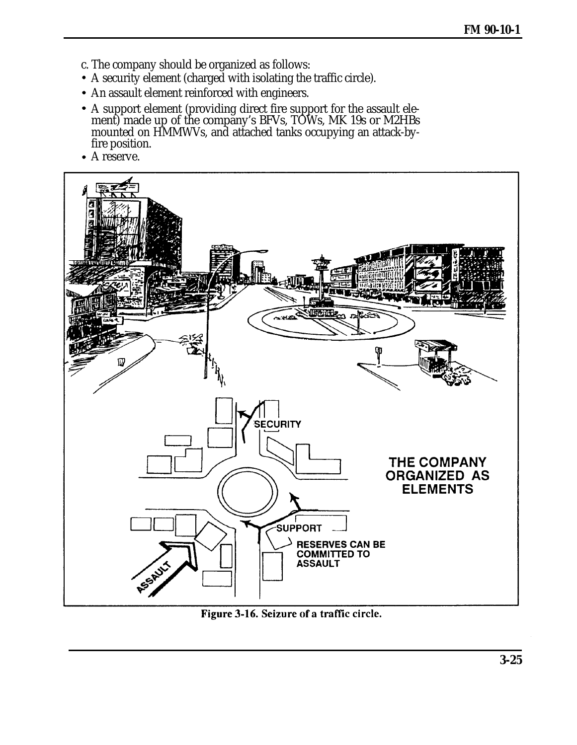c. The company should be organized as follows:

- A security element (charged with isolating the traffic circle).
- An assault element reinforced with engineers.
- A support element (providing direct fire support for the assault element) made up of the company's BFVs, TOWs, MK 19s or M2HBs mounted on HMMWVs, and attached tanks occupying an attack-by-fire position.
- A reserve.

Figure 3-16. Seizure of a traffic circle.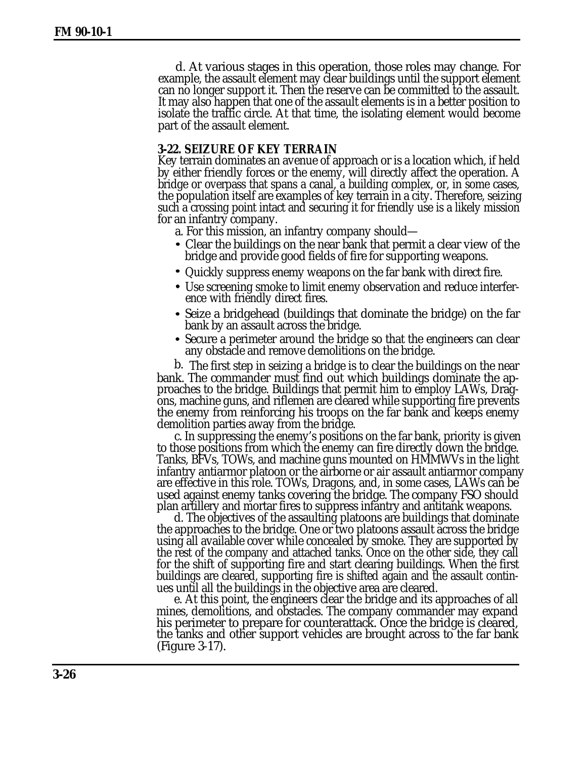d. At various stages in this operation, those roles may change. For example, the assault element may clear buildings until the support element can no longer support it. Then the reserve can be committed to the assault. It may also happen that one of the assault elements is in a better position to isolate the traffic circle. At that time, the isolating element would become part of the assault element.

## 3-22. SEIZURE OF KEY TERRAIN

Key terrain dominates an avenue of approach or is a location which, if held by either friendly forces or the enemy, will directly affect the operation. A bridge or overpass that spans a canal, a building complex, or, in some cases, the population itself are examples of key terrain in a city. Therefore, seizing such a crossing point intact and securing it for friendly use is a likely mission for an infantry company.

a. For this mission, an infantry company should—

- Clear the buildings on the near bank that permit a clear view of the bridge and provide good fields of fire for supporting weapons.
- Quickly suppress enemy weapons on the far bank with direct fire.
- Use screening smoke to limit enemy observation and reduce interference with friendly direct fires.
- Seize a bridgehead (buildings that dominate the bridge) on the far bank by an assault across the bridge.
- Secure a perimeter around the bridge so that the engineers can clear any obstacle and remove demolitions on the bridge.

b. The first step in seizing a bridge is to clear the buildings on the near bank. The commander must find out which buildings dominate the approaches to the bridge. Buildings that permit him to employ LAWs, Dragons, machine guns, and riflemen are cleared while supporting fire prevents the enemy from reinforcing his troops on the far bank and keeps enemy demolition parties away from the bridge.

c. In suppressing the enemy's positions on the far bank, priority is given to those positions from which the enemy can fire directly down the bridge. Tanks, BFVs, TOWs, and machine guns mounted on HMMWVs in the light infantry antiarmor platoon or the airborne or air assault antiarmor company are effective in this role. TOWs, Dragons, and, in some cases, LAWs can be used against enemy tanks covering the bridge. The company FSO should plan artillery and mortar fires to suppress infantry and antitank weapons.

d. The objectives of the assaulting platoons are buildings that dominate the approaches to the bridge. One or two platoons assault across the bridge using all available cover while concealed by smoke. They are supported by the rest of the company and attached tanks. Once on the other side, they call for the shift of supporting fire and start clearing buildings. When the first buildings are cleared, supporting fire is shifted again and the assault continues until all the buildings in the objective area are cleared.

e. At this point, the engineers clear the bridge and its approaches of all mines, demolitions, and obstacles. The company commander may expand his perimeter to prepare for counterattack. Once the bridge is cleared, the tanks and other support vehicles are brought across to the far bank (Figure 3-17).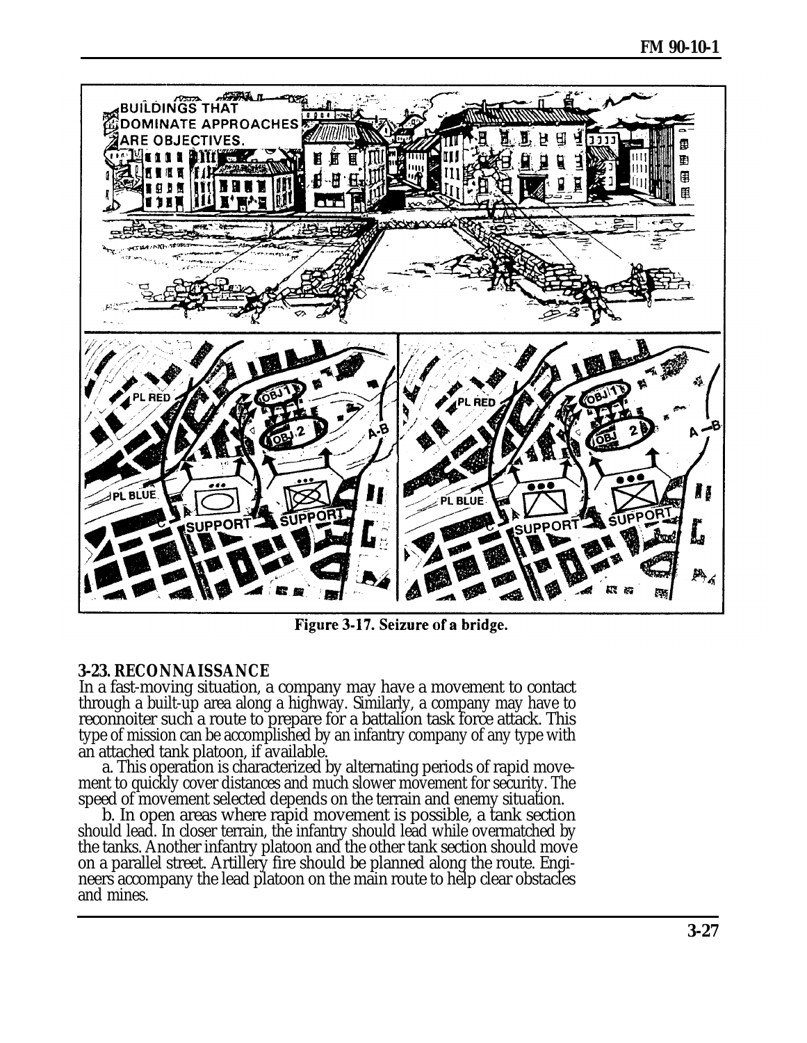Figure 3-17. Seizure of a bridge.

### 3-23. RECONNAISSANCE

In a fast-moving situation, a company may have a movement to contact through a built-up area along a highway. Similarly, a company may have to reconnoiter such a route to prepare for a battalion task force attack. This type of mission can be accomplished by an infantry company of any type with an attached tank platoon, if available.

a. This operation is characterized by alternating periods of rapid movement to quickly cover distances and much slower movement for security. The speed of movement selected depends on the terrain and enemy situation.

b. In open areas where rapid movement is possible, a tank section should lead. In closer terrain, the infantry should lead while overmatched by the tanks. Another infantry platoon and the other tank section should move on a parallel street. Artillery fire should be planned along the route. Engineers accompany the lead platoon on the main route to help clear obstacles and mines.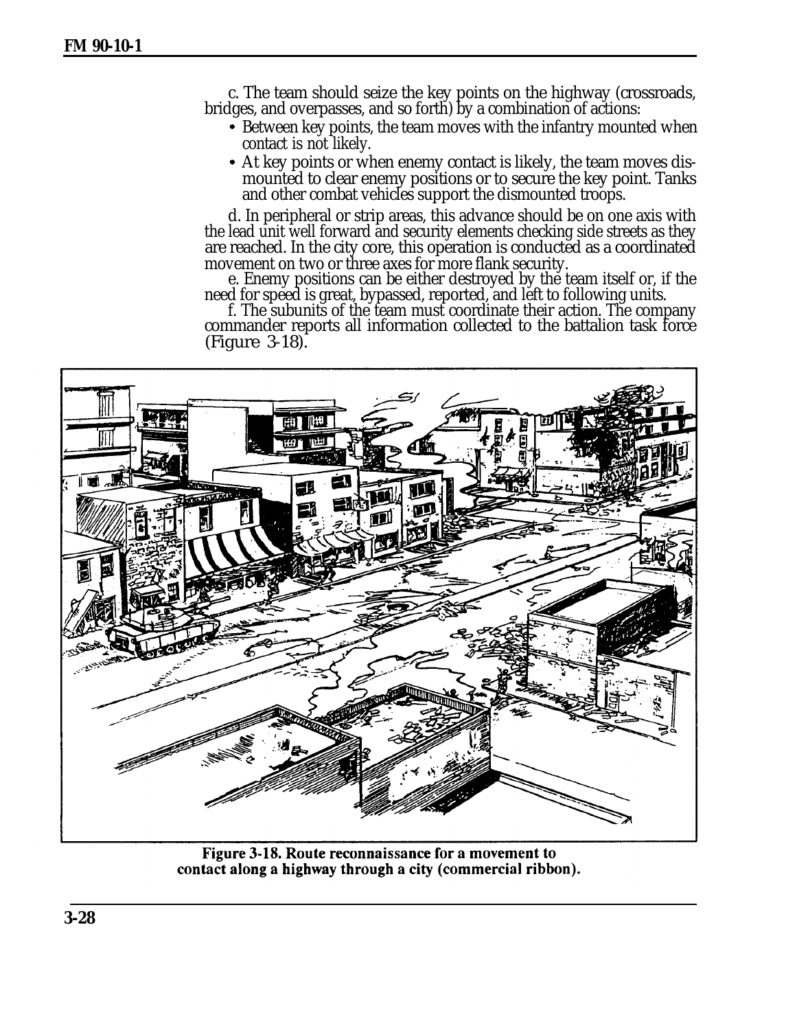c. The team should seize the key points on the highway (crossroads, bridges, and overpasses, and so forth) by a combination of actions:

- Between key points, the team moves with the infantry mounted when contact is not likely.
- At key points or when enemy contact is likely, the team moves dismounted to clear enemy positions or to secure the key point. Tanks and other combat vehicles support the dismounted troops.

d. In peripheral or strip areas, this advance should be on one axis with the lead unit well forward and security elements checking side streets as they are reached. In the city core, this operation is conducted as a coordinated movement on two or three axes for more flank security.

e. Enemy positions can be either destroyed by the team itself or, if the need for speed is great, bypassed, reported, and left to following units.

f. The subunits of the team must coordinate their action. The company commander reports all information collected to the battalion task force (Figure 3-18).

**Figure 3-18. Route reconnaissance for a movement to contact along a highway through a city (commercial ribbon).**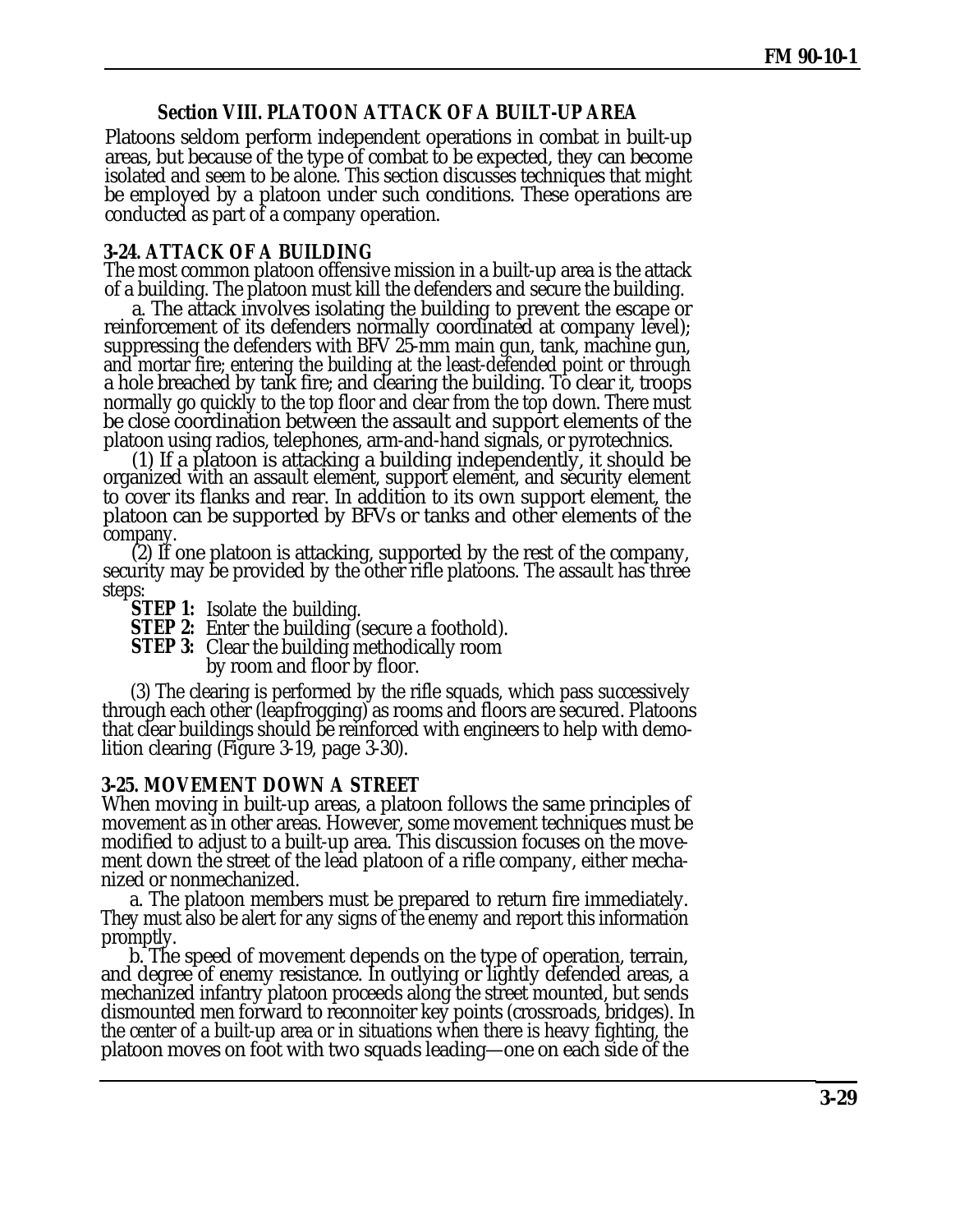## Section VIII. PLATOON ATTACK OF A BUILT-UP AREA

Platoons seldom perform independent operations in combat in built-up areas, but because of the type of combat to be expected, they can become isolated and seem to be alone. This section discusses techniques that might be employed by a platoon under such conditions. These operations are conducted as part of a company operation.

### 3-24. ATTACK OF A BUILDING

The most common platoon offensive mission in a built-up area is the attack of a building. The platoon must kill the defenders and secure the building.

a. The attack involves isolating the building to prevent the escape or reinforcement of its defenders normally coordinated at company level); suppressing the defenders with BFV 25-mm main gun, tank, machine gun, and mortar fire; entering the building at the least-defended point or through a hole breached by tank fire; and clearing the building. To clear it, troops normally go quickly to the top floor and clear from the top down. There must be close coordination between the assault and support elements of the platoon using radios, telephones, arm-and-hand signals, or pyrotechnics.

(1) If a platoon is attacking a building independently, it should be organized with an assault element, support element, and security element to cover its flanks and rear. In addition to its own support element, the platoon can be supported by BFVs or tanks and other elements of the company.

(2) If one platoon is attacking, supported by the rest of the company, security may be provided by the other rifle platoons. The assault has three steps:

**STEP 1:** Isolate the building.
**STEP 2:** Enter the building (secure a foothold).
**STEP 3:** Clear the building methodically room by room and floor by floor.

(3) The clearing is performed by the rifle squads, which pass successively through each other (leapfrogging) as rooms and floors are secured. Platoons that clear buildings should be reinforced with engineers to help with demolition clearing (Figure 3-19, page 3-30).

### 3-25. MOVEMENT DOWN A STREET

When moving in built-up areas, a platoon follows the same principles of movement as in other areas. However, some movement techniques must be modified to adjust to a built-up area. This discussion focuses on the movement down the street of the lead platoon of a rifle company, either mechanized or nonmechanized.

a. The platoon members must be prepared to return fire immediately. They must also be alert for any signs of the enemy and report this information promptly.

b. The speed of movement depends on the type of operation, terrain, and degree of enemy resistance. In outlying or lightly defended areas, a mechanized infantry platoon proceeds along the street mounted, but sends dismounted men forward to reconnoiter key points (crossroads, bridges). In the center of a built-up area or in situations when there is heavy fighting, the platoon moves on foot with two squads leading—one on each side of the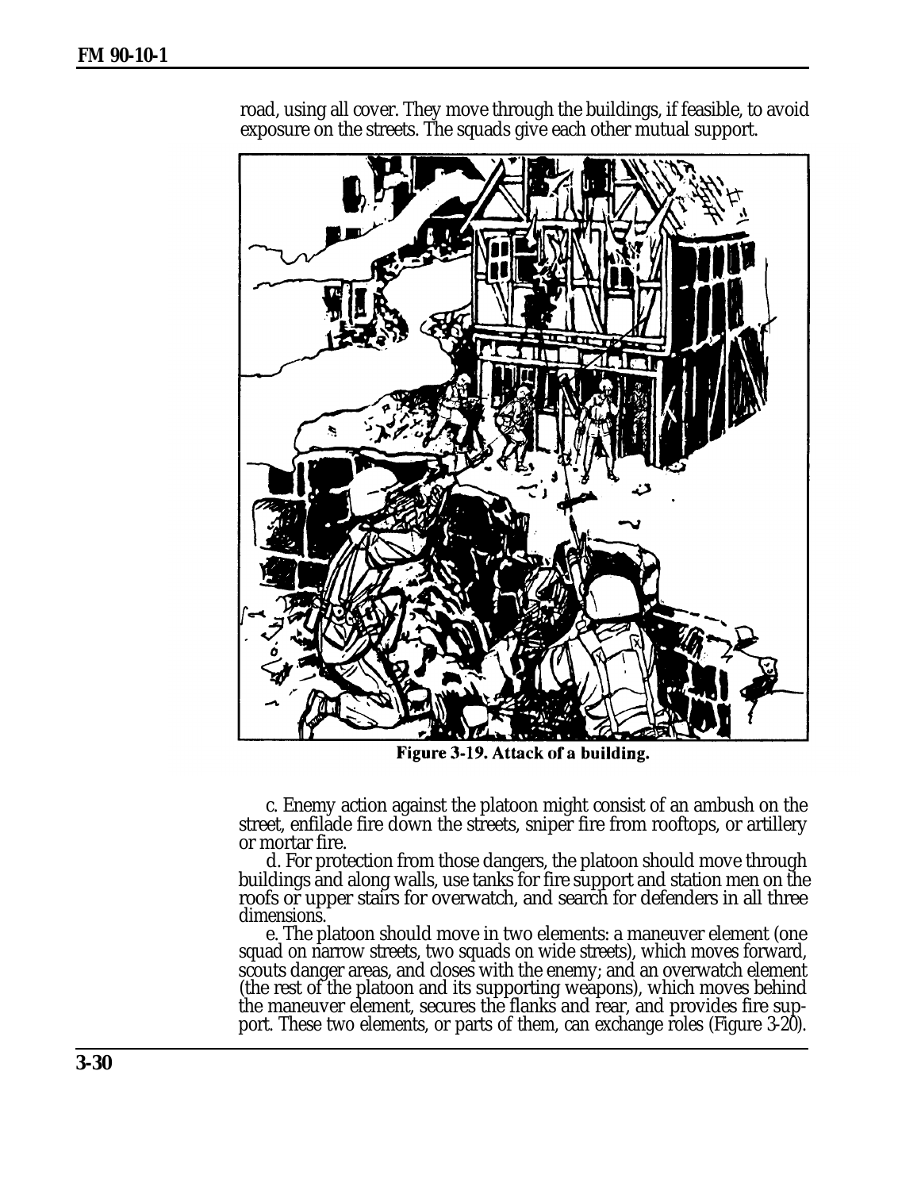road, using all cover. They move through the buildings, if feasible, to avoid exposure on the streets. The squads give each other mutual support.

Figure 3-19. Attack of a building.

c. Enemy action against the platoon might consist of an ambush on the street, enfilade fire down the streets, sniper fire from rooftops, or artillery or mortar fire.

d. For protection from those dangers, the platoon should move through buildings and along walls, use tanks for fire support and station men on the roofs or upper stairs for overwatch, and search for defenders in all three dimensions.

e. The platoon should move in two elements: a maneuver element (one squad on narrow streets, two squads on wide streets), which moves forward, scouts danger areas, and closes with the enemy; and an overwatch element (the rest of the platoon and its supporting weapons), which moves behind the maneuver element, secures the flanks and rear, and provides fire support. These two elements, or parts of them, can exchange roles (Figure 3-20).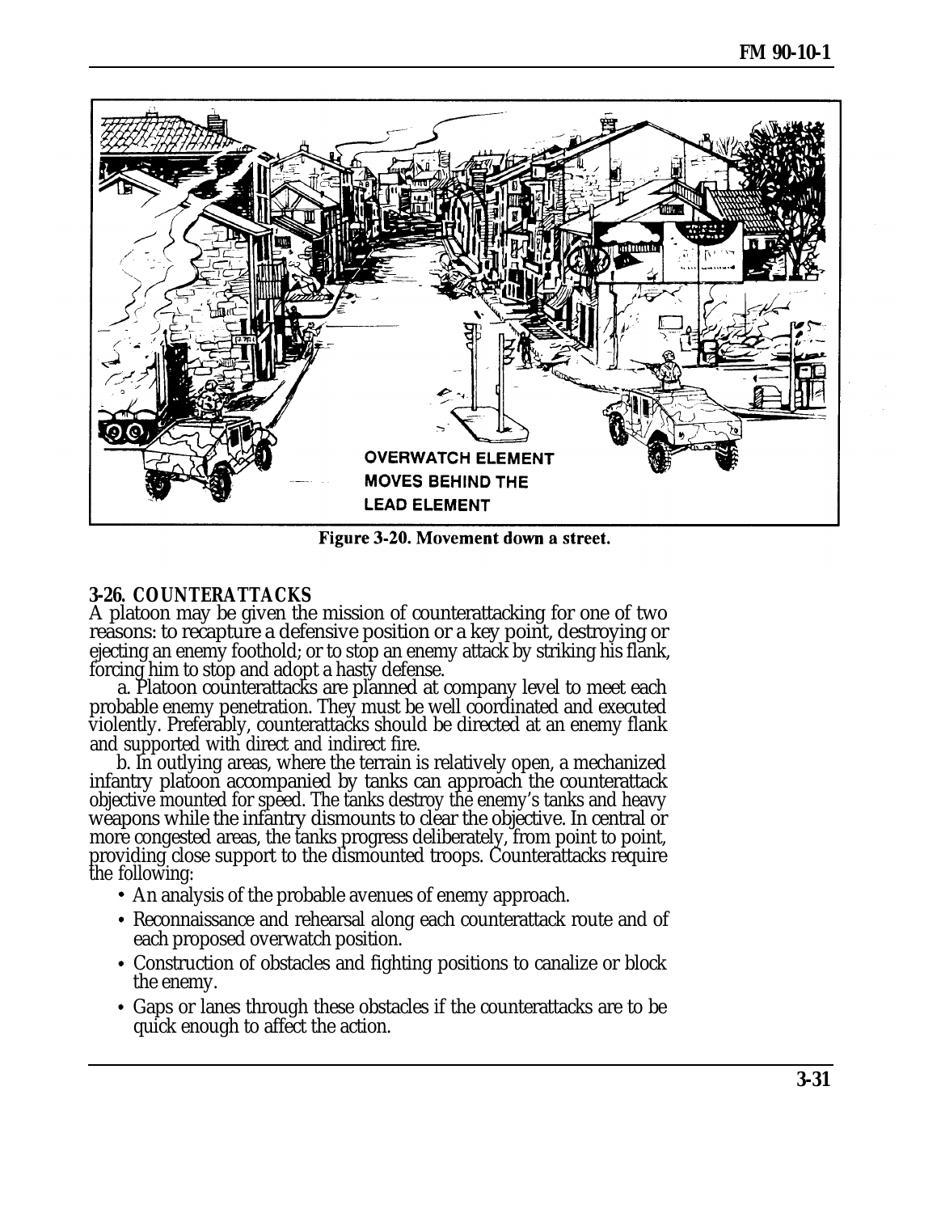OVERWATCH ELEMENT MOVES BEHIND THE LEAD ELEMENT

Figure 3-20. Movement down a street.

## 3-26. COUNTERATTACKS

A platoon may be given the mission of counterattacking for one of two reasons: to recapture a defensive position or a key point, destroying or ejecting an enemy foothold; or to stop an enemy attack by striking his flank, forcing him to stop and adopt a hasty defense.

a. Platoon counterattacks are planned at company level to meet each probable enemy penetration. They must be well coordinated and executed violently. Preferably, counterattacks should be directed at an enemy flank and supported with direct and indirect fire.

b. In outlying areas, where the terrain is relatively open, a mechanized infantry platoon accompanied by tanks can approach the counterattack objective mounted for speed. The tanks destroy the enemy's tanks and heavy weapons while the infantry dismounts to clear the objective. In central or more congested areas, the tanks progress deliberately, from point to point, providing close support to the dismounted troops. Counterattacks require the following:

- An analysis of the probable avenues of enemy approach.
- Reconnaissance and rehearsal along each counterattack route and of each proposed overwatch position.
- Construction of obstacles and fighting positions to canalize or block the enemy.
- Gaps or lanes through these obstacles if the counterattacks are to be quick enough to affect the action.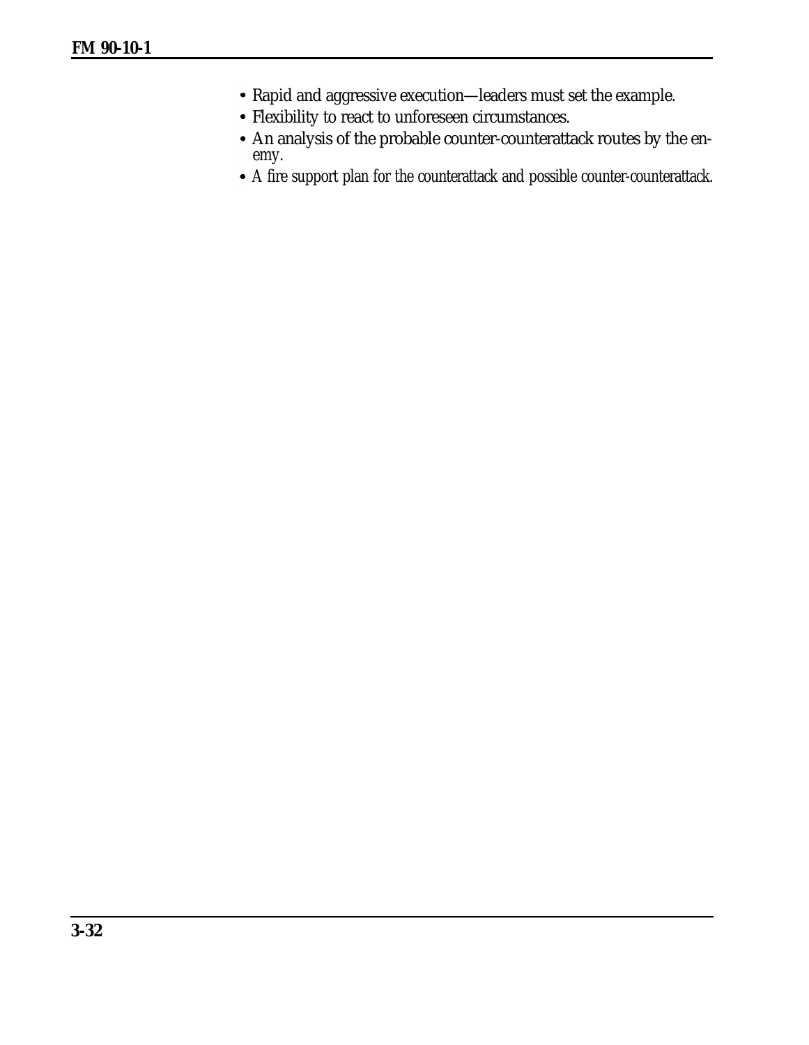- Rapid and aggressive execution—leaders must set the example.
- Flexibility to react to unforeseen circumstances.
- An analysis of the probable counter-counterattack routes by the enemy.
- A fire support plan for the counterattack and possible counter-counterattack.